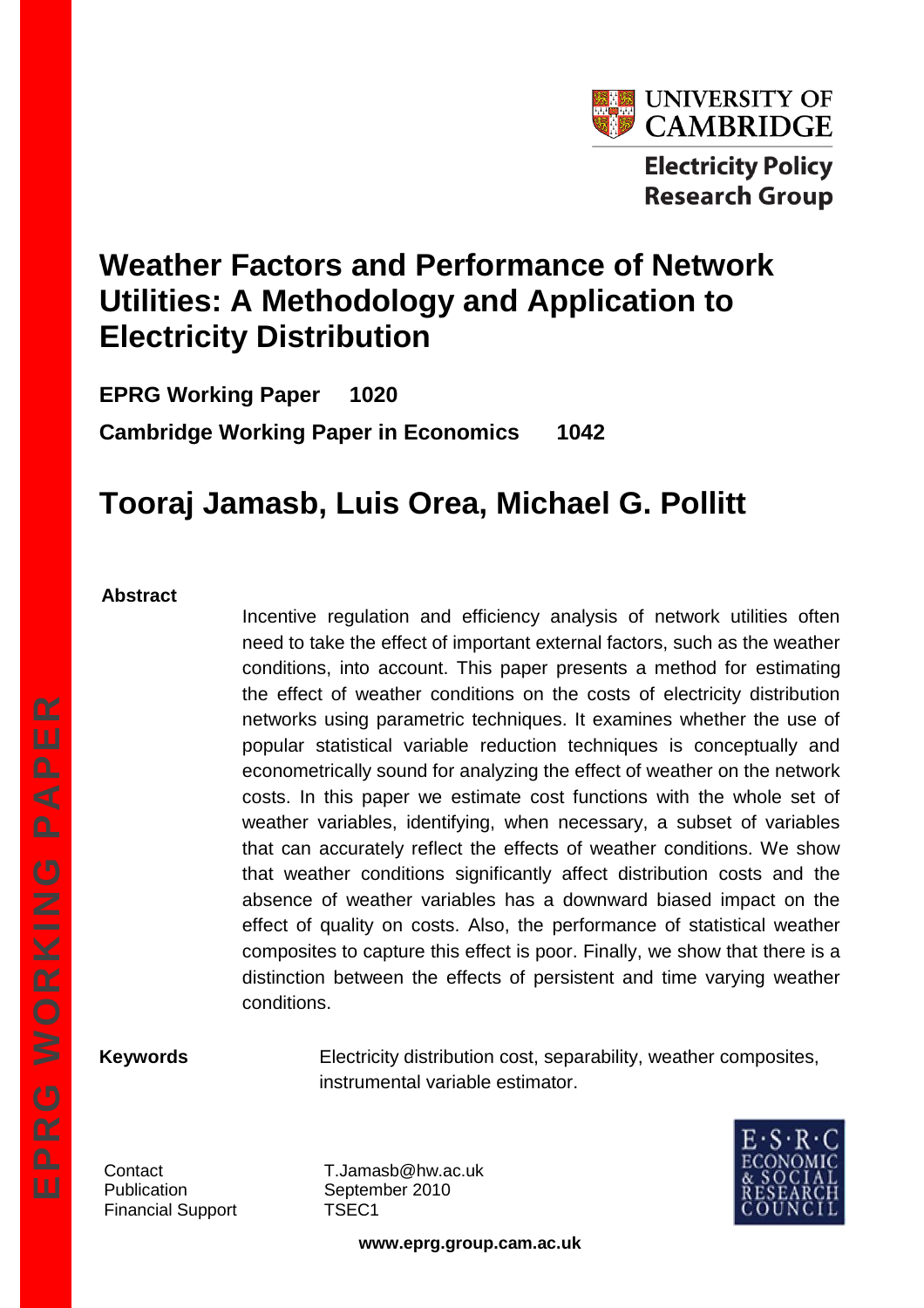UNIVERSITY OF CAMBRIDGE

Electricity Policy Research Group

# Weather Factors and Performance of Network Utilities: A Methodology and Application to Electricity Distribution

**EPRG Working Paper 1020**

**Cambridge Working Paper in Economics 1042**

## Tooraj Jamasb, Luis Orea, Michael G. Pollitt

**Abstract**

Incentive regulation and efficiency analysis of network utilities often need to take the effect of important external factors, such as the weather conditions, into account. This paper presents a method for estimating the effect of weather conditions on the costs of electricity distribution networks using parametric techniques. It examines whether the use of popular statistical variable reduction techniques is conceptually and econometrically sound for analyzing the effect of weather on the network costs. In this paper we estimate cost functions with the whole set of weather variables, identifying, when necessary, a subset of variables that can accurately reflect the effects of weather conditions. We show that weather conditions significantly affect distribution costs and the absence of weather variables has a downward biased impact on the effect of quality on costs. Also, the performance of statistical weather composites to capture this effect is poor. Finally, we show that there is a distinction between the effects of persistent and time varying weather conditions.

**Keywords** Electricity distribution cost, separability, weather composites, instrumental variable estimator.

Contact T.Jamasb@hw.ac.uk

Publication September 2010

Financial Support TSEC1

**www.eprg.group.cam.ac.uk**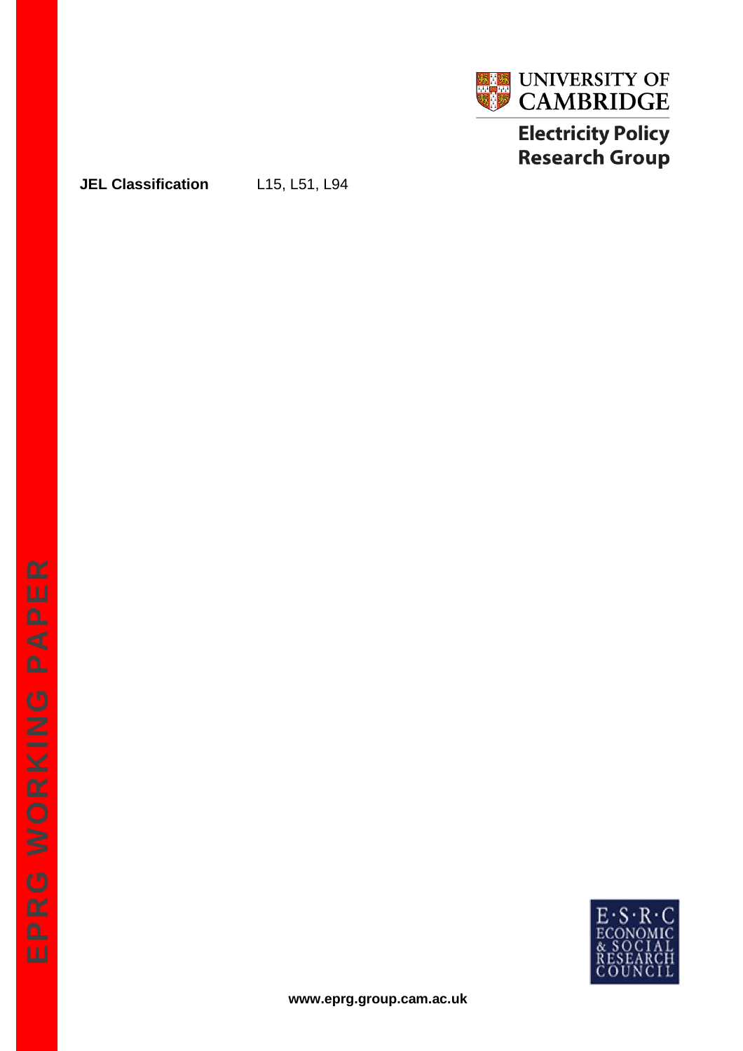**JEL Classification** L15, L51, L94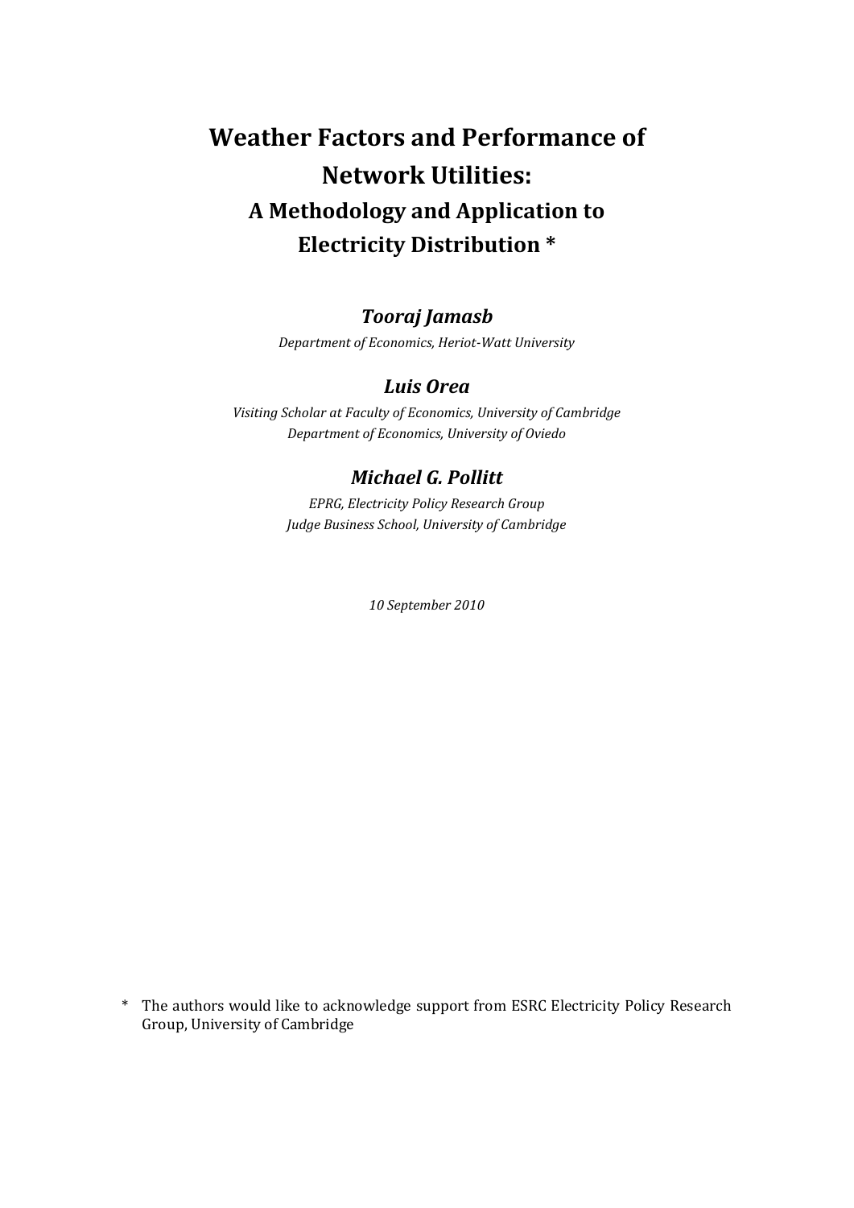# Weather Factors and Performance of Network Utilities:

## A Methodology and Application to Electricity Distribution *

### *Tooraj Jamasb*

*Department of Economics, Heriot-Watt University*

### *Luis Orea*

*Visiting Scholar at Faculty of Economics, University of Cambridge*
*Department of Economics, University of Oviedo*

### *Michael G. Pollitt*

*EPRG, Electricity Policy Research Group*
*Judge Business School, University of Cambridge*

*10 September 2010*

\* The authors would like to acknowledge support from ESRC Electricity Policy Research Group, University of Cambridge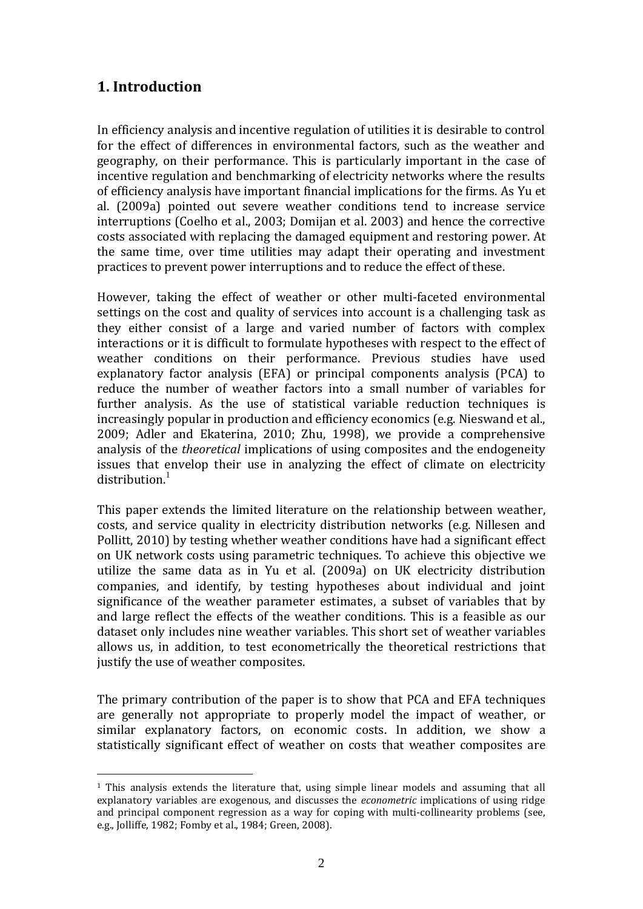## 1. Introduction

In efficiency analysis and incentive regulation of utilities it is desirable to control for the effect of differences in environmental factors, such as the weather and geography, on their performance. This is particularly important in the case of incentive regulation and benchmarking of electricity networks where the results of efficiency analysis have important financial implications for the firms. As Yu et al. (2009a) pointed out severe weather conditions tend to increase service interruptions (Coelho et al., 2003; Domijan et al. 2003) and hence the corrective costs associated with replacing the damaged equipment and restoring power. At the same time, over time utilities may adapt their operating and investment practices to prevent power interruptions and to reduce the effect of these.

However, taking the effect of weather or other multi-faceted environmental settings on the cost and quality of services into account is a challenging task as they either consist of a large and varied number of factors with complex interactions or it is difficult to formulate hypotheses with respect to the effect of weather conditions on their performance. Previous studies have used explanatory factor analysis (EFA) or principal components analysis (PCA) to reduce the number of weather factors into a small number of variables for further analysis. As the use of statistical variable reduction techniques is increasingly popular in production and efficiency economics (e.g. Nieswand et al., 2009; Adler and Ekaterina, 2010; Zhu, 1998), we provide a comprehensive analysis of the *theoretical* implications of using composites and the endogeneity issues that envelop their use in analyzing the effect of climate on electricity distribution.[1]

This paper extends the limited literature on the relationship between weather, costs, and service quality in electricity distribution networks (e.g. Nillesen and Pollitt, 2010) by testing whether weather conditions have had a significant effect on UK network costs using parametric techniques. To achieve this objective we utilize the same data as in Yu et al. (2009a) on UK electricity distribution companies, and identify, by testing hypotheses about individual and joint significance of the weather parameter estimates, a subset of variables that by and large reflect the effects of the weather conditions. This is a feasible as our dataset only includes nine weather variables. This short set of weather variables allows us, in addition, to test econometrically the theoretical restrictions that justify the use of weather composites.

The primary contribution of the paper is to show that PCA and EFA techniques are generally not appropriate to properly model the impact of weather, or similar explanatory factors, on economic costs. In addition, we show a statistically significant effect of weather on costs that weather composites are

[1] This analysis extends the literature that, using simple linear models and assuming that all explanatory variables are exogenous, and discusses the *econometric* implications of using ridge and principal component regression as a way for coping with multi-collinearity problems (see, e.g., Jolliffe, 1982; Fomby et al., 1984; Green, 2008).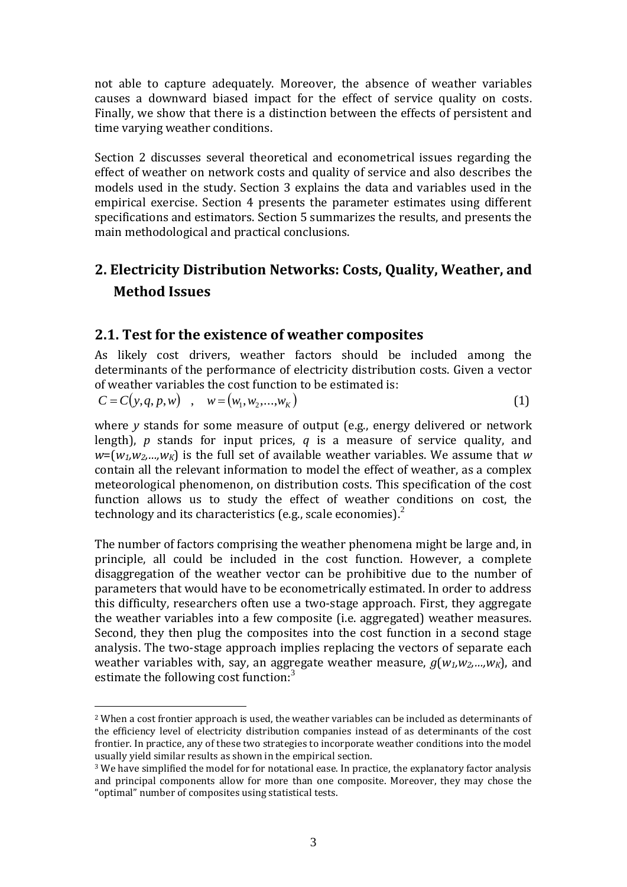not able to capture adequately. Moreover, the absence of weather variables causes a downward biased impact for the effect of service quality on costs. Finally, we show that there is a distinction between the effects of persistent and time varying weather conditions.

Section 2 discusses several theoretical and econometrical issues regarding the effect of weather on network costs and quality of service and also describes the models used in the study. Section 3 explains the data and variables used in the empirical exercise. Section 4 presents the parameter estimates using different specifications and estimators. Section 5 summarizes the results, and presents the main methodological and practical conclusions.

## 2. Electricity Distribution Networks: Costs, Quality, Weather, and Method Issues

### 2.1. Test for the existence of weather composites

As likely cost drivers, weather factors should be included among the determinants of the performance of electricity distribution costs. Given a vector of weather variables the cost function to be estimated is:

$$C = C(y, q, p, w) \quad , \quad w = (w_1, w_2, \ldots, w_K) \tag{1}$$

where $y$ stands for some measure of output (e.g., energy delivered or network length), $p$ stands for input prices, $q$ is a measure of service quality, and $w=(w_1,w_2,\ldots,w_K)$ is the full set of available weather variables. We assume that $w$ contain all the relevant information to model the effect of weather, as a complex meteorological phenomenon, on distribution costs. This specification of the cost function allows us to study the effect of weather conditions on cost, the technology and its characteristics (e.g., scale economies).[2]

The number of factors comprising the weather phenomena might be large and, in principle, all could be included in the cost function. However, a complete disaggregation of the weather vector can be prohibitive due to the number of parameters that would have to be econometrically estimated. In order to address this difficulty, researchers often use a two-stage approach. First, they aggregate the weather variables into a few composite (i.e. aggregated) weather measures. Second, they then plug the composites into the cost function in a second stage analysis. The two-stage approach implies replacing the vectors of separate each weather variables with, say, an aggregate weather measure, $g(w_1,w_2,\ldots,w_K)$, and estimate the following cost function:[3]

---

[2] When a cost frontier approach is used, the weather variables can be included as determinants of the efficiency level of electricity distribution companies instead of as determinants of the cost frontier. In practice, any of these two strategies to incorporate weather conditions into the model usually yield similar results as shown in the empirical section.

[3] We have simplified the model for for notational ease. In practice, the explanatory factor analysis and principal components allow for more than one composite. Moreover, they may chose the "optimal" number of composites using statistical tests.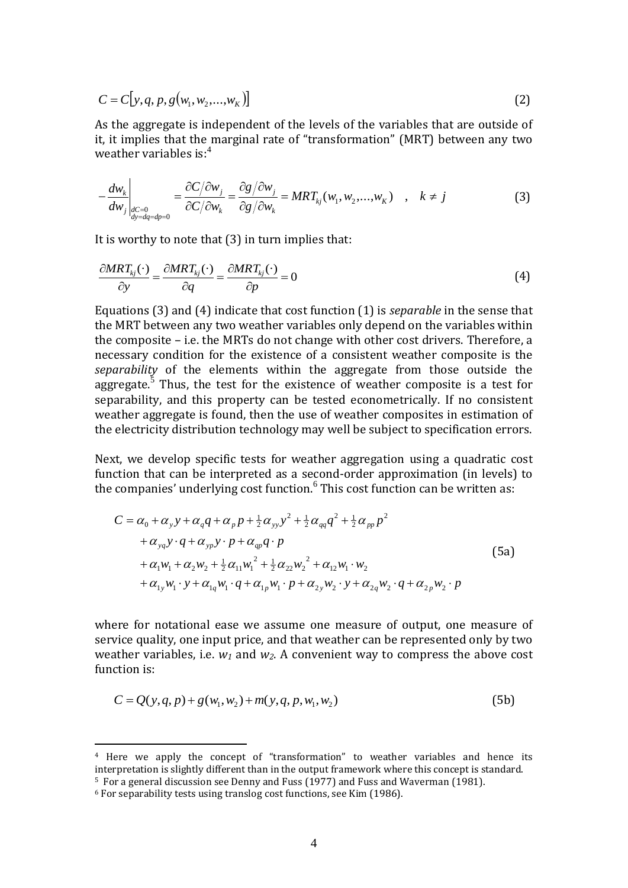$$C = C[y, q, p, g(w_1, w_2, \ldots, w_K)] \tag{2}$$

As the aggregate is independent of the levels of the variables that are outside of it, it implies that the marginal rate of "transformation" (MRT) between any two weather variables is:[4]

$$-\left.\frac{dw_k}{dw_j}\right|_{\substack{dC=0 \\ dy=dq=dp=0}} = \frac{\partial C/\partial w_j}{\partial C/\partial w_k} = \frac{\partial g/\partial w_j}{\partial g/\partial w_k} = MRT_{kj}(w_1, w_2, \ldots, w_K) \quad , \quad k \neq j \tag{3}$$

It is worthy to note that (3) in turn implies that:

$$\frac{\partial MRT_{kj}(\cdot)}{\partial y} = \frac{\partial MRT_{kj}(\cdot)}{\partial q} = \frac{\partial MRT_{kj}(\cdot)}{\partial p} = 0 \tag{4}$$

Equations (3) and (4) indicate that cost function (1) is *separable* in the sense that the MRT between any two weather variables only depend on the variables within the composite – i.e. the MRTs do not change with other cost drivers. Therefore, a necessary condition for the existence of a consistent weather composite is the *separability* of the elements within the aggregate from those outside the aggregate.[5] Thus, the test for the existence of weather composite is a test for separability, and this property can be tested econometrically. If no consistent weather aggregate is found, then the use of weather composites in estimation of the electricity distribution technology may well be subject to specification errors.

Next, we develop specific tests for weather aggregation using a quadratic cost function that can be interpreted as a second-order approximation (in levels) to the companies' underlying cost function.[6] This cost function can be written as:

$$\begin{aligned}
C = {} & \alpha_0 + \alpha_y y + \alpha_q q + \alpha_p p + \tfrac{1}{2}\alpha_{yy} y^2 + \tfrac{1}{2}\alpha_{qq} q^2 + \tfrac{1}{2}\alpha_{pp} p^2 \\
& + \alpha_{yq} y \cdot q + \alpha_{yp} y \cdot p + \alpha_{qp} q \cdot p \\
& + \alpha_1 w_1 + \alpha_2 w_2 + \tfrac{1}{2}\alpha_{11} w_1^2 + \tfrac{1}{2}\alpha_{22} w_2^2 + \alpha_{12} w_1 \cdot w_2 \\
& + \alpha_{1y} w_1 \cdot y + \alpha_{1q} w_1 \cdot q + \alpha_{1p} w_1 \cdot p + \alpha_{2y} w_2 \cdot y + \alpha_{2q} w_2 \cdot q + \alpha_{2p} w_2 \cdot p
\end{aligned} \tag{5a}$$

where for notational ease we assume one measure of output, one measure of service quality, one input price, and that weather can be represented only by two weather variables, i.e. $w_1$ and $w_2$. A convenient way to compress the above cost function is:

$$C = Q(y, q, p) + g(w_1, w_2) + m(y, q, p, w_1, w_2) \tag{5b}$$

---

[4] Here we apply the concept of "transformation" to weather variables and hence its interpretation is slightly different than in the output framework where this concept is standard.

[5] For a general discussion see Denny and Fuss (1977) and Fuss and Waverman (1981).

[6] For separability tests using translog cost functions, see Kim (1986).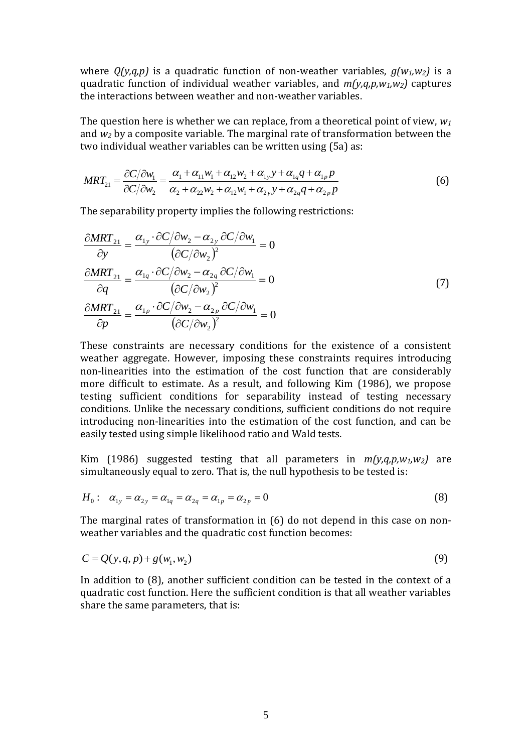where $Q(y,q,p)$ is a quadratic function of non-weather variables, $g(w_1,w_2)$ is a quadratic function of individual weather variables, and $m(y,q,p,w_1,w_2)$ captures the interactions between weather and non-weather variables.

The question here is whether we can replace, from a theoretical point of view, $w_1$ and $w_2$ by a composite variable. The marginal rate of transformation between the two individual weather variables can be written using (5a) as:

$$MRT_{21} = \frac{\partial C / \partial w_1}{\partial C / \partial w_2} = \frac{\alpha_1 + \alpha_{11} w_1 + \alpha_{12} w_2 + \alpha_{1y} y + \alpha_{1q} q + \alpha_{1p} p}{\alpha_2 + \alpha_{22} w_2 + \alpha_{12} w_1 + \alpha_{2y} y + \alpha_{2q} q + \alpha_{2p} p} \tag{6}$$

The separability property implies the following restrictions:

$$\begin{aligned}
\frac{\partial MRT_{21}}{\partial y} &= \frac{\alpha_{1y} \cdot \partial C/\partial w_2 - \alpha_{2y}\, \partial C/\partial w_1}{\left(\partial C/\partial w_2\right)^2} = 0 \\
\frac{\partial MRT_{21}}{\partial q} &= \frac{\alpha_{1q} \cdot \partial C/\partial w_2 - \alpha_{2q}\, \partial C/\partial w_1}{\left(\partial C/\partial w_2\right)^2} = 0 \\
\frac{\partial MRT_{21}}{\partial p} &= \frac{\alpha_{1p} \cdot \partial C/\partial w_2 - \alpha_{2p}\, \partial C/\partial w_1}{\left(\partial C/\partial w_2\right)^2} = 0
\end{aligned} \tag{7}$$

These constraints are necessary conditions for the existence of a consistent weather aggregate. However, imposing these constraints requires introducing non-linearities into the estimation of the cost function that are considerably more difficult to estimate. As a result, and following Kim (1986), we propose testing sufficient conditions for separability instead of testing necessary conditions. Unlike the necessary conditions, sufficient conditions do not require introducing non-linearities into the estimation of the cost function, and can be easily tested using simple likelihood ratio and Wald tests.

Kim (1986) suggested testing that all parameters in $m(y,q,p,w_1,w_2)$ are simultaneously equal to zero. That is, the null hypothesis to be tested is:

$$H_0: \quad \alpha_{1y} = \alpha_{2y} = \alpha_{1q} = \alpha_{2q} = \alpha_{1p} = \alpha_{2p} = 0 \tag{8}$$

The marginal rates of transformation in (6) do not depend in this case on non-weather variables and the quadratic cost function becomes:

$$C = Q(y,q,p) + g(w_1, w_2) \tag{9}$$

In addition to (8), another sufficient condition can be tested in the context of a quadratic cost function. Here the sufficient condition is that all weather variables share the same parameters, that is: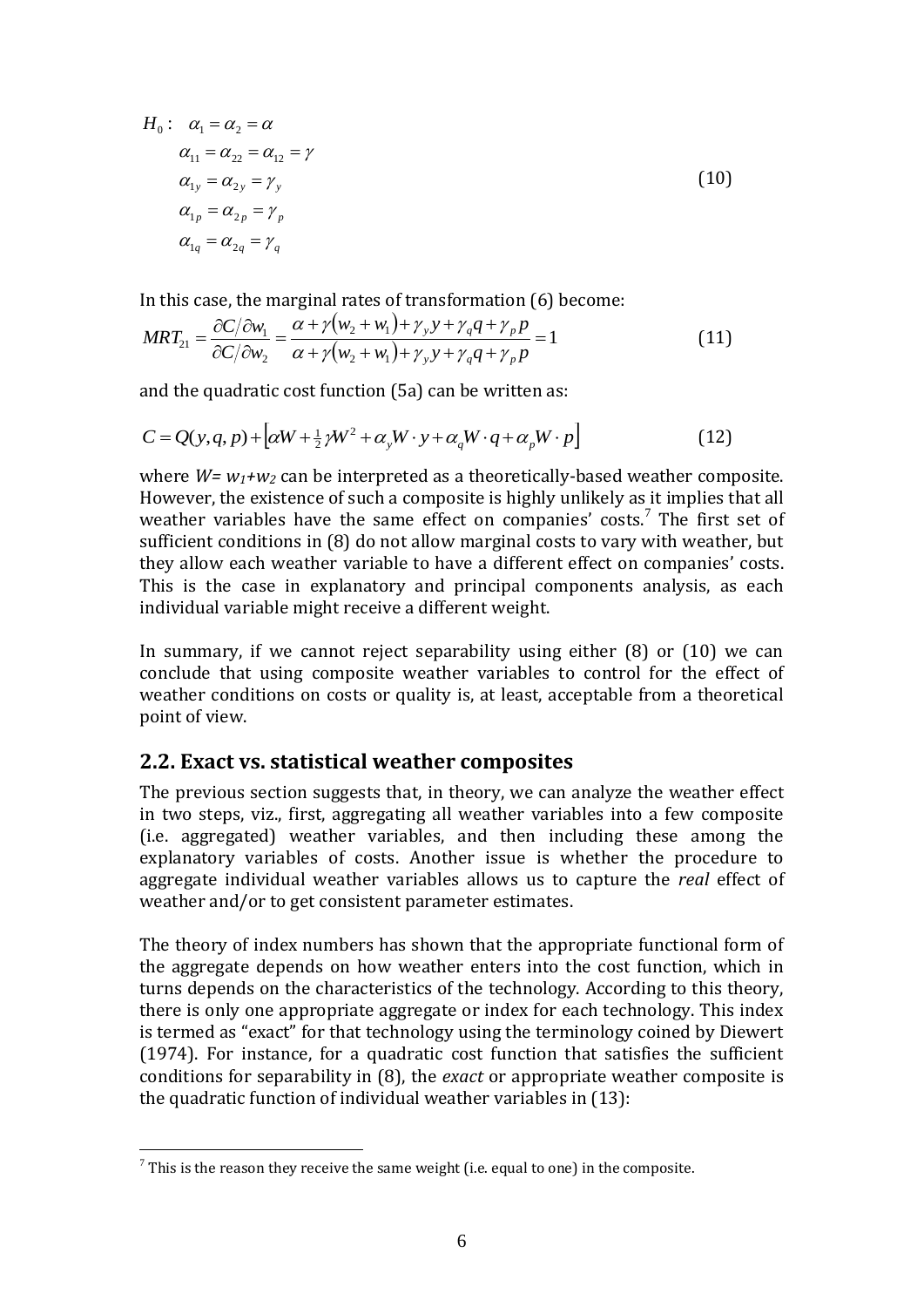$$
\begin{aligned}
H_0: \quad & \alpha_1 = \alpha_2 = \alpha \\
& \alpha_{11} = \alpha_{22} = \alpha_{12} = \gamma \\
& \alpha_{1y} = \alpha_{2y} = \gamma_y \\
& \alpha_{1p} = \alpha_{2p} = \gamma_p \\
& \alpha_{1q} = \alpha_{2q} = \gamma_q
\end{aligned}
\tag{10}
$$

In this case, the marginal rates of transformation (6) become:

$$
MRT_{21} = \frac{\partial C / \partial w_1}{\partial C / \partial w_2} = \frac{\alpha + \gamma(w_2 + w_1) + \gamma_y y + \gamma_q q + \gamma_p p}{\alpha + \gamma(w_2 + w_1) + \gamma_y y + \gamma_q q + \gamma_p p} = 1 \tag{11}
$$

and the quadratic cost function (5a) can be written as:

$$
C = Q(y,q,p) + \left[\alpha W + \tfrac{1}{2}\gamma W^2 + \alpha_y W \cdot y + \alpha_q W \cdot q + \alpha_p W \cdot p\right] \tag{12}
$$

where $W = w_1 + w_2$ can be interpreted as a theoretically-based weather composite. However, the existence of such a composite is highly unlikely as it implies that all weather variables have the same effect on companies' costs.[7] The first set of sufficient conditions in (8) do not allow marginal costs to vary with weather, but they allow each weather variable to have a different effect on companies' costs. This is the case in explanatory and principal components analysis, as each individual variable might receive a different weight.

In summary, if we cannot reject separability using either (8) or (10) we can conclude that using composite weather variables to control for the effect of weather conditions on costs or quality is, at least, acceptable from a theoretical point of view.

## 2.2. Exact vs. statistical weather composites

The previous section suggests that, in theory, we can analyze the weather effect in two steps, viz., first, aggregating all weather variables into a few composite (i.e. aggregated) weather variables, and then including these among the explanatory variables of costs. Another issue is whether the procedure to aggregate individual weather variables allows us to capture the *real* effect of weather and/or to get consistent parameter estimates.

The theory of index numbers has shown that the appropriate functional form of the aggregate depends on how weather enters into the cost function, which in turns depends on the characteristics of the technology. According to this theory, there is only one appropriate aggregate or index for each technology. This index is termed as "exact" for that technology using the terminology coined by Diewert (1974). For instance, for a quadratic cost function that satisfies the sufficient conditions for separability in (8), the *exact* or appropriate weather composite is the quadratic function of individual weather variables in (13):

[7] This is the reason they receive the same weight (i.e. equal to one) in the composite.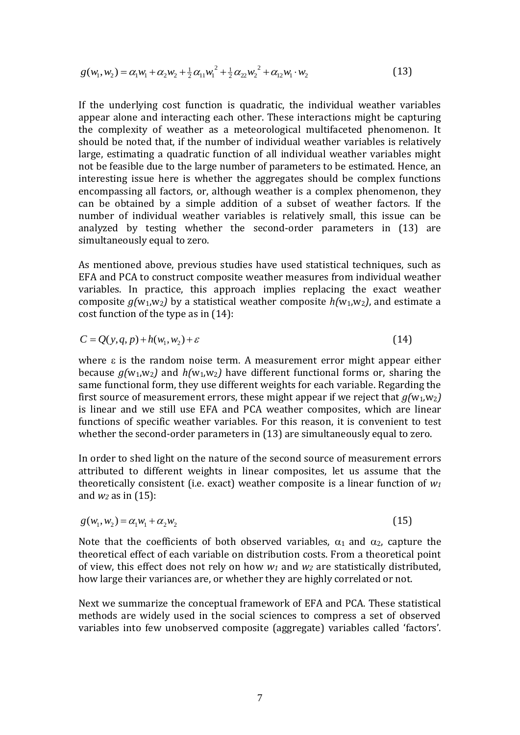$$g(w_1, w_2) = \alpha_1 w_1 + \alpha_2 w_2 + \tfrac{1}{2}\alpha_{11} w_1^2 + \tfrac{1}{2}\alpha_{22} w_2^2 + \alpha_{12} w_1 \cdot w_2 \qquad (13)$$

If the underlying cost function is quadratic, the individual weather variables appear alone and interacting each other. These interactions might be capturing the complexity of weather as a meteorological multifaceted phenomenon. It should be noted that, if the number of individual weather variables is relatively large, estimating a quadratic function of all individual weather variables might not be feasible due to the large number of parameters to be estimated. Hence, an interesting issue here is whether the aggregates should be complex functions encompassing all factors, or, although weather is a complex phenomenon, they can be obtained by a simple addition of a subset of weather factors. If the number of individual weather variables is relatively small, this issue can be analyzed by testing whether the second-order parameters in (13) are simultaneously equal to zero.

As mentioned above, previous studies have used statistical techniques, such as EFA and PCA to construct composite weather measures from individual weather variables. In practice, this approach implies replacing the exact weather composite $g(w_1,w_2)$ by a statistical weather composite $h(w_1,w_2)$, and estimate a cost function of the type as in (14):

$$C = Q(y, q, p) + h(w_1, w_2) + \varepsilon \qquad (14)$$

where $\varepsilon$ is the random noise term. A measurement error might appear either because $g(w_1,w_2)$ and $h(w_1,w_2)$ have different functional forms or, sharing the same functional form, they use different weights for each variable. Regarding the first source of measurement errors, these might appear if we reject that $g(w_1,w_2)$ is linear and we still use EFA and PCA weather composites, which are linear functions of specific weather variables. For this reason, it is convenient to test whether the second-order parameters in (13) are simultaneously equal to zero.

In order to shed light on the nature of the second source of measurement errors attributed to different weights in linear composites, let us assume that the theoretically consistent (i.e. exact) weather composite is a linear function of $w_1$ and $w_2$ as in (15):

$$g(w_1, w_2) = \alpha_1 w_1 + \alpha_2 w_2 \qquad (15)$$

Note that the coefficients of both observed variables, $\alpha_1$ and $\alpha_2$, capture the theoretical effect of each variable on distribution costs. From a theoretical point of view, this effect does not rely on how $w_1$ and $w_2$ are statistically distributed, how large their variances are, or whether they are highly correlated or not.

Next we summarize the conceptual framework of EFA and PCA. These statistical methods are widely used in the social sciences to compress a set of observed variables into few unobserved composite (aggregate) variables called 'factors'.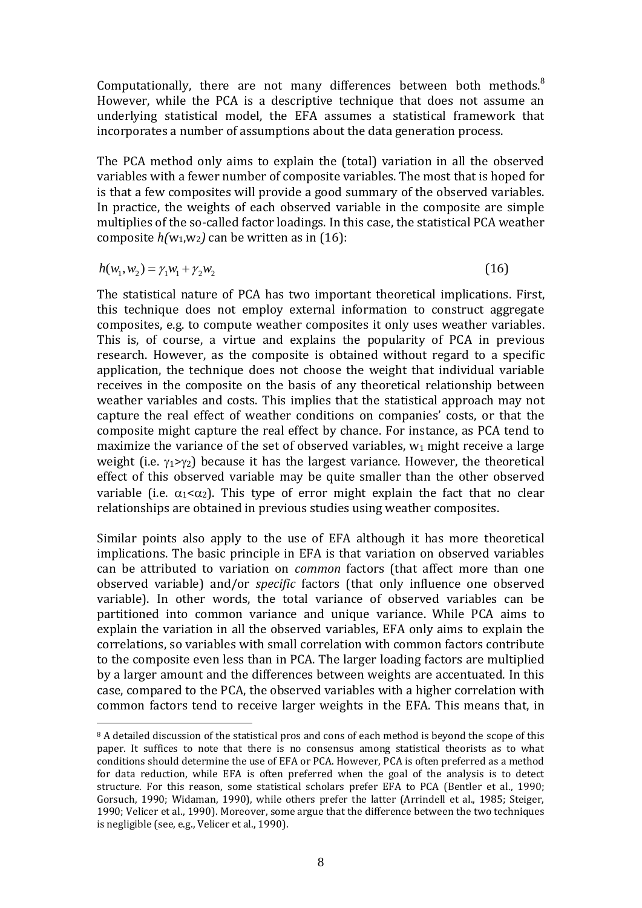Computationally, there are not many differences between both methods.[8] However, while the PCA is a descriptive technique that does not assume an underlying statistical model, the EFA assumes a statistical framework that incorporates a number of assumptions about the data generation process.

The PCA method only aims to explain the (total) variation in all the observed variables with a fewer number of composite variables. The most that is hoped for is that a few composites will provide a good summary of the observed variables. In practice, the weights of each observed variable in the composite are simple multiplies of the so-called factor loadings. In this case, the statistical PCA weather composite $h(w_1,w_2)$ can be written as in (16):

$$h(w_1, w_2) = \gamma_1 w_1 + \gamma_2 w_2 \tag{16}$$

The statistical nature of PCA has two important theoretical implications. First, this technique does not employ external information to construct aggregate composites, e.g. to compute weather composites it only uses weather variables. This is, of course, a virtue and explains the popularity of PCA in previous research. However, as the composite is obtained without regard to a specific application, the technique does not choose the weight that individual variable receives in the composite on the basis of any theoretical relationship between weather variables and costs. This implies that the statistical approach may not capture the real effect of weather conditions on companies' costs, or that the composite might capture the real effect by chance. For instance, as PCA tend to maximize the variance of the set of observed variables, $w_1$ might receive a large weight (i.e. $\gamma_1 > \gamma_2$) because it has the largest variance. However, the theoretical effect of this observed variable may be quite smaller than the other observed variable (i.e. $\alpha_1 < \alpha_2$). This type of error might explain the fact that no clear relationships are obtained in previous studies using weather composites.

Similar points also apply to the use of EFA although it has more theoretical implications. The basic principle in EFA is that variation on observed variables can be attributed to variation on *common* factors (that affect more than one observed variable) and/or *specific* factors (that only influence one observed variable). In other words, the total variance of observed variables can be partitioned into common variance and unique variance. While PCA aims to explain the variation in all the observed variables, EFA only aims to explain the correlations, so variables with small correlation with common factors contribute to the composite even less than in PCA. The larger loading factors are multiplied by a larger amount and the differences between weights are accentuated. In this case, compared to the PCA, the observed variables with a higher correlation with common factors tend to receive larger weights in the EFA. This means that, in

[8] A detailed discussion of the statistical pros and cons of each method is beyond the scope of this paper. It suffices to note that there is no consensus among statistical theorists as to what conditions should determine the use of EFA or PCA. However, PCA is often preferred as a method for data reduction, while EFA is often preferred when the goal of the analysis is to detect structure. For this reason, some statistical scholars prefer EFA to PCA (Bentler et al., 1990; Gorsuch, 1990; Widaman, 1990), while others prefer the latter (Arrindell et al., 1985; Steiger, 1990; Velicer et al., 1990). Moreover, some argue that the difference between the two techniques is negligible (see, e.g., Velicer et al., 1990).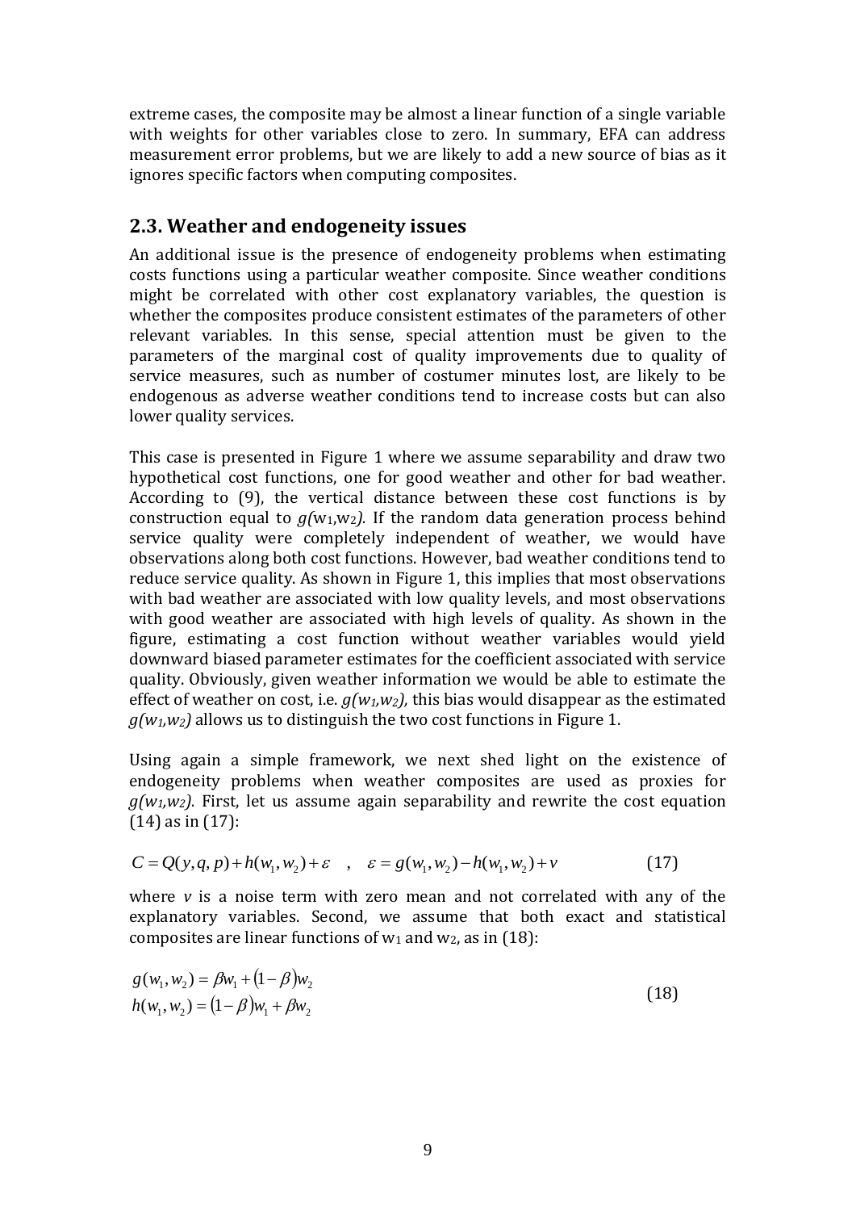extreme cases, the composite may be almost a linear function of a single variable with weights for other variables close to zero. In summary, EFA can address measurement error problems, but we are likely to add a new source of bias as it ignores specific factors when computing composites.

## 2.3. Weather and endogeneity issues

An additional issue is the presence of endogeneity problems when estimating costs functions using a particular weather composite. Since weather conditions might be correlated with other cost explanatory variables, the question is whether the composites produce consistent estimates of the parameters of other relevant variables. In this sense, special attention must be given to the parameters of the marginal cost of quality improvements due to quality of service measures, such as number of costumer minutes lost, are likely to be endogenous as adverse weather conditions tend to increase costs but can also lower quality services.

This case is presented in Figure 1 where we assume separability and draw two hypothetical cost functions, one for good weather and other for bad weather. According to (9), the vertical distance between these cost functions is by construction equal to $g(w_1,w_2)$. If the random data generation process behind service quality were completely independent of weather, we would have observations along both cost functions. However, bad weather conditions tend to reduce service quality. As shown in Figure 1, this implies that most observations with bad weather are associated with low quality levels, and most observations with good weather are associated with high levels of quality. As shown in the figure, estimating a cost function without weather variables would yield downward biased parameter estimates for the coefficient associated with service quality. Obviously, given weather information we would be able to estimate the effect of weather on cost, i.e. $g(w_1,w_2)$, this bias would disappear as the estimated $g(w_1,w_2)$ allows us to distinguish the two cost functions in Figure 1.

Using again a simple framework, we next shed light on the existence of endogeneity problems when weather composites are used as proxies for $g(w_1,w_2)$. First, let us assume again separability and rewrite the cost equation (14) as in (17):

$$C = Q(y,q,p) + h(w_1,w_2) + \varepsilon \quad , \quad \varepsilon = g(w_1,w_2) - h(w_1,w_2) + v \tag{17}$$

where $v$ is a noise term with zero mean and not correlated with any of the explanatory variables. Second, we assume that both exact and statistical composites are linear functions of $w_1$ and $w_2$, as in (18):

$$\begin{aligned} g(w_1,w_2) &= \beta w_1 + (1-\beta) w_2 \\ h(w_1,w_2) &= (1-\beta) w_1 + \beta w_2 \end{aligned} \tag{18}$$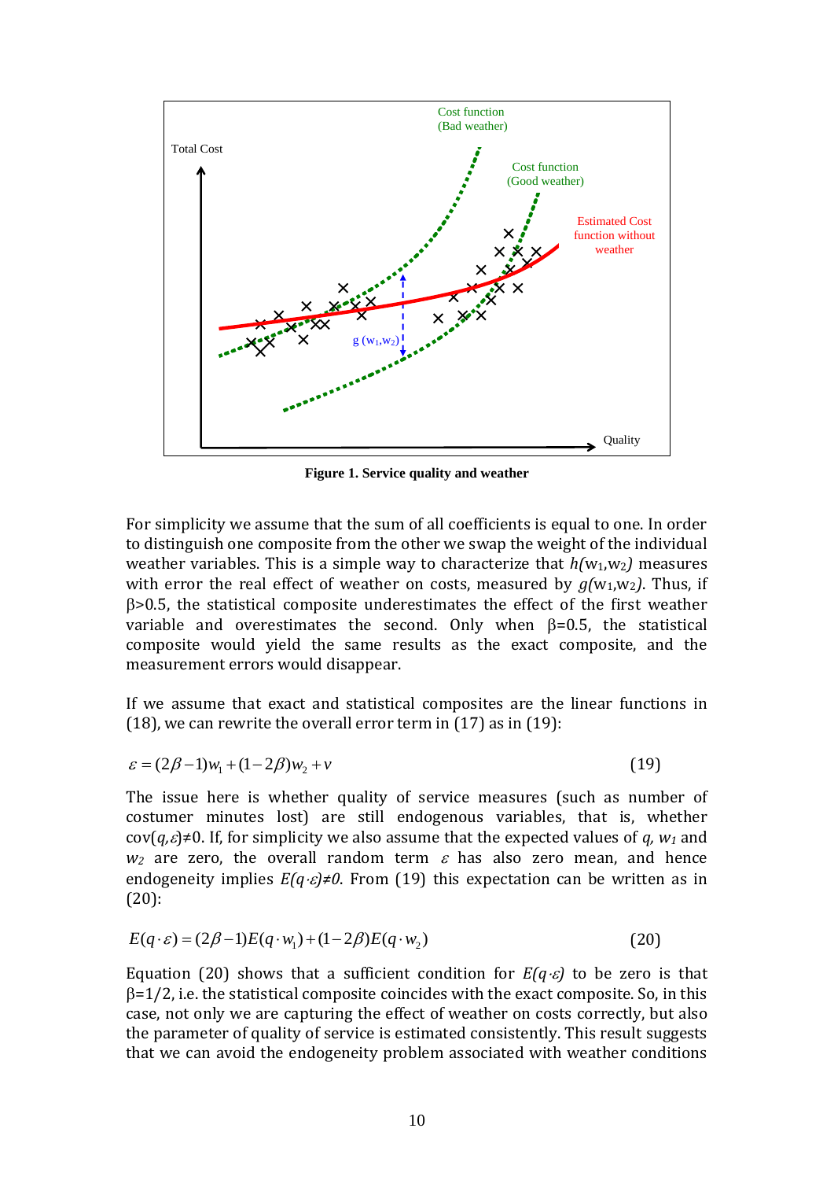**Figure 1. Service quality and weather**

For simplicity we assume that the sum of all coefficients is equal to one. In order to distinguish one composite from the other we swap the weight of the individual weather variables. This is a simple way to characterize that $h(w_1,w_2)$ measures with error the real effect of weather on costs, measured by $g(w_1,w_2)$. Thus, if $\beta$>0.5, the statistical composite underestimates the effect of the first weather variable and overestimates the second. Only when $\beta$=0.5, the statistical composite would yield the same results as the exact composite, and the measurement errors would disappear.

If we assume that exact and statistical composites are the linear functions in (18), we can rewrite the overall error term in (17) as in (19):

$$\varepsilon = (2\beta - 1)w_1 + (1 - 2\beta)w_2 + v \tag{19}$$

The issue here is whether quality of service measures (such as number of costumer minutes lost) are still endogenous variables, that is, whether $\text{cov}(q,\varepsilon)\neq 0$. If, for simplicity we also assume that the expected values of $q$, $w_1$ and $w_2$ are zero, the overall random term $\varepsilon$ has also zero mean, and hence endogeneity implies $E(q\cdot\varepsilon)\neq 0$. From (19) this expectation can be written as in (20):

$$E(q\cdot\varepsilon) = (2\beta - 1)E(q\cdot w_1) + (1 - 2\beta)E(q\cdot w_2) \tag{20}$$

Equation (20) shows that a sufficient condition for $E(q\cdot\varepsilon)$ to be zero is that $\beta$=1/2, i.e. the statistical composite coincides with the exact composite. So, in this case, not only we are capturing the effect of weather on costs correctly, but also the parameter of quality of service is estimated consistently. This result suggests that we can avoid the endogeneity problem associated with weather conditions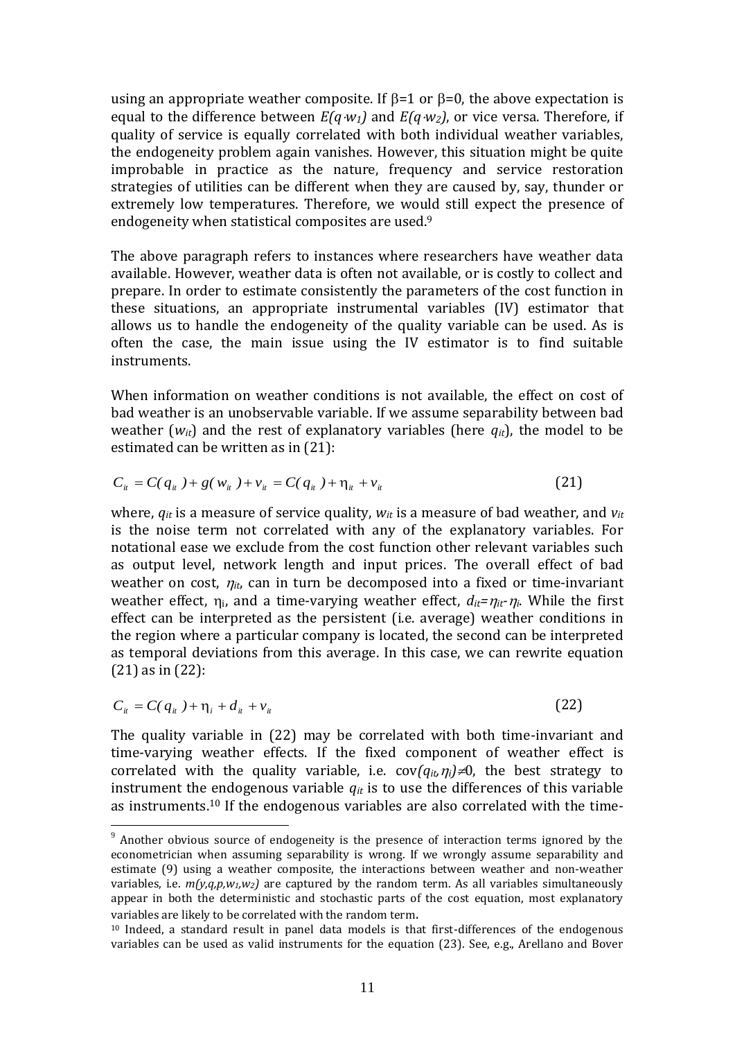using an appropriate weather composite. If $\beta$=1 or $\beta$=0, the above expectation is equal to the difference between $E(q{\cdot}w_1)$ and $E(q{\cdot}w_2)$, or vice versa. Therefore, if quality of service is equally correlated with both individual weather variables, the endogeneity problem again vanishes. However, this situation might be quite improbable in practice as the nature, frequency and service restoration strategies of utilities can be different when they are caused by, say, thunder or extremely low temperatures. Therefore, we would still expect the presence of endogeneity when statistical composites are used.[9]

The above paragraph refers to instances where researchers have weather data available. However, weather data is often not available, or is costly to collect and prepare. In order to estimate consistently the parameters of the cost function in these situations, an appropriate instrumental variables (IV) estimator that allows us to handle the endogeneity of the quality variable can be used. As is often the case, the main issue using the IV estimator is to find suitable instruments.

When information on weather conditions is not available, the effect on cost of bad weather is an unobservable variable. If we assume separability between bad weather ($w_{it}$) and the rest of explanatory variables (here $q_{it}$), the model to be estimated can be written as in (21):

$$C_{it} = C(q_{it}) + g(w_{it}) + v_{it} = C(q_{it}) + \eta_{it} + v_{it} \tag{21}$$

where, $q_{it}$ is a measure of service quality, $w_{it}$ is a measure of bad weather, and $v_{it}$ is the noise term not correlated with any of the explanatory variables. For notational ease we exclude from the cost function other relevant variables such as output level, network length and input prices. The overall effect of bad weather on cost, $\eta_{it}$, can in turn be decomposed into a fixed or time-invariant weather effect, $\eta_i$, and a time-varying weather effect, $d_{it}=\eta_{it}-\eta_i$. While the first effect can be interpreted as the persistent (i.e. average) weather conditions in the region where a particular company is located, the second can be interpreted as temporal deviations from this average. In this case, we can rewrite equation (21) as in (22):

$$C_{it} = C(q_{it}) + \eta_i + d_{it} + v_{it} \tag{22}$$

The quality variable in (22) may be correlated with both time-invariant and time-varying weather effects. If the fixed component of weather effect is correlated with the quality variable, i.e. $\text{cov}(q_{it},\eta_i)\neq 0$, the best strategy to instrument the endogenous variable $q_{it}$ is to use the differences of this variable as instruments.[10] If the endogenous variables are also correlated with the time-

[9] Another obvious source of endogeneity is the presence of interaction terms ignored by the econometrician when assuming separability is wrong. If we wrongly assume separability and estimate (9) using a weather composite, the interactions between weather and non-weather variables, i.e. $m(y,q,p,w_1,w_2)$ are captured by the random term. As all variables simultaneously appear in both the deterministic and stochastic parts of the cost equation, most explanatory variables are likely to be correlated with the random term.

[10] Indeed, a standard result in panel data models is that first-differences of the endogenous variables can be used as valid instruments for the equation (23). See, e.g., Arellano and Bover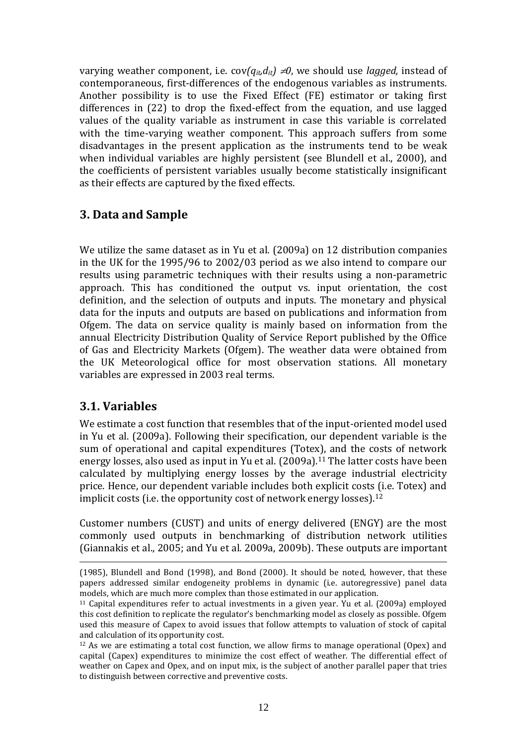varying weather component, i.e. cov$(q_{it},d_{it}) \neq 0$, we should use *lagged,* instead of contemporaneous, first-differences of the endogenous variables as instruments. Another possibility is to use the Fixed Effect (FE) estimator or taking first differences in (22) to drop the fixed-effect from the equation, and use lagged values of the quality variable as instrument in case this variable is correlated with the time-varying weather component. This approach suffers from some disadvantages in the present application as the instruments tend to be weak when individual variables are highly persistent (see Blundell et al., 2000), and the coefficients of persistent variables usually become statistically insignificant as their effects are captured by the fixed effects.

## 3. Data and Sample

We utilize the same dataset as in Yu et al. (2009a) on 12 distribution companies in the UK for the 1995/96 to 2002/03 period as we also intend to compare our results using parametric techniques with their results using a non-parametric approach. This has conditioned the output vs. input orientation, the cost definition, and the selection of outputs and inputs. The monetary and physical data for the inputs and outputs are based on publications and information from Ofgem. The data on service quality is mainly based on information from the annual Electricity Distribution Quality of Service Report published by the Office of Gas and Electricity Markets (Ofgem). The weather data were obtained from the UK Meteorological office for most observation stations. All monetary variables are expressed in 2003 real terms.

## 3.1. Variables

We estimate a cost function that resembles that of the input-oriented model used in Yu et al. (2009a). Following their specification, our dependent variable is the sum of operational and capital expenditures (Totex), and the costs of network energy losses, also used as input in Yu et al. (2009a).[11] The latter costs have been calculated by multiplying energy losses by the average industrial electricity price. Hence, our dependent variable includes both explicit costs (i.e. Totex) and implicit costs (i.e. the opportunity cost of network energy losses).[12]

Customer numbers (CUST) and units of energy delivered (ENGY) are the most commonly used outputs in benchmarking of distribution network utilities (Giannakis et al., 2005; and Yu et al. 2009a, 2009b). These outputs are important

---

(1985), Blundell and Bond (1998), and Bond (2000). It should be noted, however, that these papers addressed similar endogeneity problems in dynamic (i.e. autoregressive) panel data models, which are much more complex than those estimated in our application.

[11] Capital expenditures refer to actual investments in a given year. Yu et al. (2009a) employed this cost definition to replicate the regulator's benchmarking model as closely as possible. Ofgem used this measure of Capex to avoid issues that follow attempts to valuation of stock of capital and calculation of its opportunity cost.

[12] As we are estimating a total cost function, we allow firms to manage operational (Opex) and capital (Capex) expenditures to minimize the cost effect of weather. The differential effect of weather on Capex and Opex, and on input mix, is the subject of another parallel paper that tries to distinguish between corrective and preventive costs.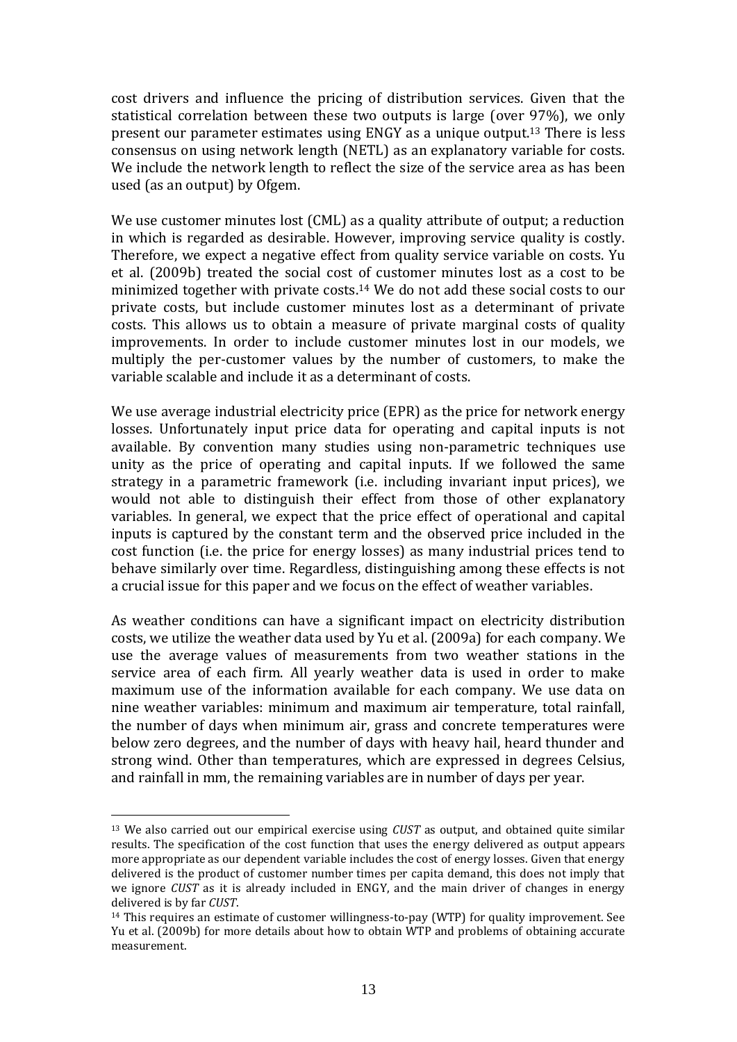cost drivers and influence the pricing of distribution services. Given that the statistical correlation between these two outputs is large (over 97%), we only present our parameter estimates using ENGY as a unique output.[13] There is less consensus on using network length (NETL) as an explanatory variable for costs. We include the network length to reflect the size of the service area as has been used (as an output) by Ofgem.

We use customer minutes lost (CML) as a quality attribute of output; a reduction in which is regarded as desirable. However, improving service quality is costly. Therefore, we expect a negative effect from quality service variable on costs. Yu et al. (2009b) treated the social cost of customer minutes lost as a cost to be minimized together with private costs.[14] We do not add these social costs to our private costs, but include customer minutes lost as a determinant of private costs. This allows us to obtain a measure of private marginal costs of quality improvements. In order to include customer minutes lost in our models, we multiply the per-customer values by the number of customers, to make the variable scalable and include it as a determinant of costs.

We use average industrial electricity price (EPR) as the price for network energy losses. Unfortunately input price data for operating and capital inputs is not available. By convention many studies using non-parametric techniques use unity as the price of operating and capital inputs. If we followed the same strategy in a parametric framework (i.e. including invariant input prices), we would not able to distinguish their effect from those of other explanatory variables. In general, we expect that the price effect of operational and capital inputs is captured by the constant term and the observed price included in the cost function (i.e. the price for energy losses) as many industrial prices tend to behave similarly over time. Regardless, distinguishing among these effects is not a crucial issue for this paper and we focus on the effect of weather variables.

As weather conditions can have a significant impact on electricity distribution costs, we utilize the weather data used by Yu et al. (2009a) for each company. We use the average values of measurements from two weather stations in the service area of each firm. All yearly weather data is used in order to make maximum use of the information available for each company. We use data on nine weather variables: minimum and maximum air temperature, total rainfall, the number of days when minimum air, grass and concrete temperatures were below zero degrees, and the number of days with heavy hail, heard thunder and strong wind. Other than temperatures, which are expressed in degrees Celsius, and rainfall in mm, the remaining variables are in number of days per year.

---

[13] We also carried out our empirical exercise using *CUST* as output, and obtained quite similar results. The specification of the cost function that uses the energy delivered as output appears more appropriate as our dependent variable includes the cost of energy losses. Given that energy delivered is the product of customer number times per capita demand, this does not imply that we ignore *CUST* as it is already included in ENGY, and the main driver of changes in energy delivered is by far *CUST*.

[14] This requires an estimate of customer willingness-to-pay (WTP) for quality improvement. See Yu et al. (2009b) for more details about how to obtain WTP and problems of obtaining accurate measurement.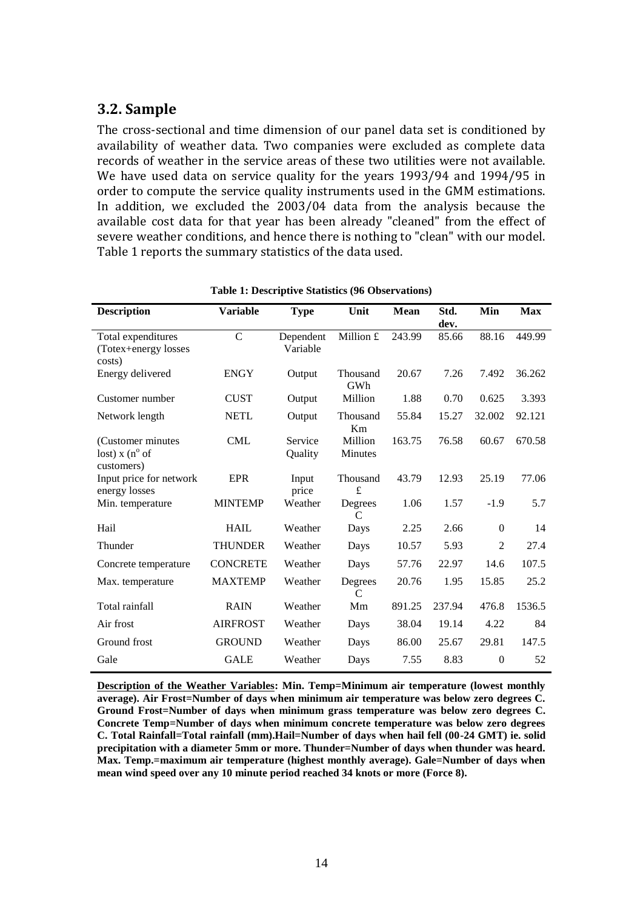## 3.2. Sample

The cross-sectional and time dimension of our panel data set is conditioned by availability of weather data. Two companies were excluded as complete data records of weather in the service areas of these two utilities were not available. We have used data on service quality for the years 1993/94 and 1994/95 in order to compute the service quality instruments used in the GMM estimations. In addition, we excluded the 2003/04 data from the analysis because the available cost data for that year has been already "cleaned" from the effect of severe weather conditions, and hence there is nothing to "clean" with our model. Table 1 reports the summary statistics of the data used.

**Table 1: Descriptive Statistics (96 Observations)**

| Description | Variable | Type | Unit | Mean | Std. dev. | Min | Max |
|---|---|---|---|---|---|---|---|
| Total expenditures (Totex+energy losses costs) | C | Dependent Variable | Million £ | 243.99 | 85.66 | 88.16 | 449.99 |
| Energy delivered | ENGY | Output | Thousand GWh | 20.67 | 7.26 | 7.492 | 36.262 |
| Customer number | CUST | Output | Million | 1.88 | 0.70 | 0.625 | 3.393 |
| Network length | NETL | Output | Thousand Km | 55.84 | 15.27 | 32.002 | 92.121 |
| (Customer minutes lost) x (n° of customers) | CML | Service Quality | Million Minutes | 163.75 | 76.58 | 60.67 | 670.58 |
| Input price for network energy losses | EPR | Input price | Thousand £ | 43.79 | 12.93 | 25.19 | 77.06 |
| Min. temperature | MINTEMP | Weather | Degrees C | 1.06 | 1.57 | -1.9 | 5.7 |
| Hail | HAIL | Weather | Days | 2.25 | 2.66 | 0 | 14 |
| Thunder | THUNDER | Weather | Days | 10.57 | 5.93 | 2 | 27.4 |
| Concrete temperature | CONCRETE | Weather | Days | 57.76 | 22.97 | 14.6 | 107.5 |
| Max. temperature | MAXTEMP | Weather | Degrees C | 20.76 | 1.95 | 15.85 | 25.2 |
| Total rainfall | RAIN | Weather | Mm | 891.25 | 237.94 | 476.8 | 1536.5 |
| Air frost | AIRFROST | Weather | Days | 38.04 | 19.14 | 4.22 | 84 |
| Ground frost | GROUND | Weather | Days | 86.00 | 25.67 | 29.81 | 147.5 |
| Gale | GALE | Weather | Days | 7.55 | 8.83 | 0 | 52 |

**Description of the Weather Variables: Min. Temp=Minimum air temperature (lowest monthly average). Air Frost=Number of days when minimum air temperature was below zero degrees C. Ground Frost=Number of days when minimum grass temperature was below zero degrees C. Concrete Temp=Number of days when minimum concrete temperature was below zero degrees C. Total Rainfall=Total rainfall (mm).Hail=Number of days when hail fell (00-24 GMT) ie. solid precipitation with a diameter 5mm or more. Thunder=Number of days when thunder was heard. Max. Temp.=maximum air temperature (highest monthly average). Gale=Number of days when mean wind speed over any 10 minute period reached 34 knots or more (Force 8).**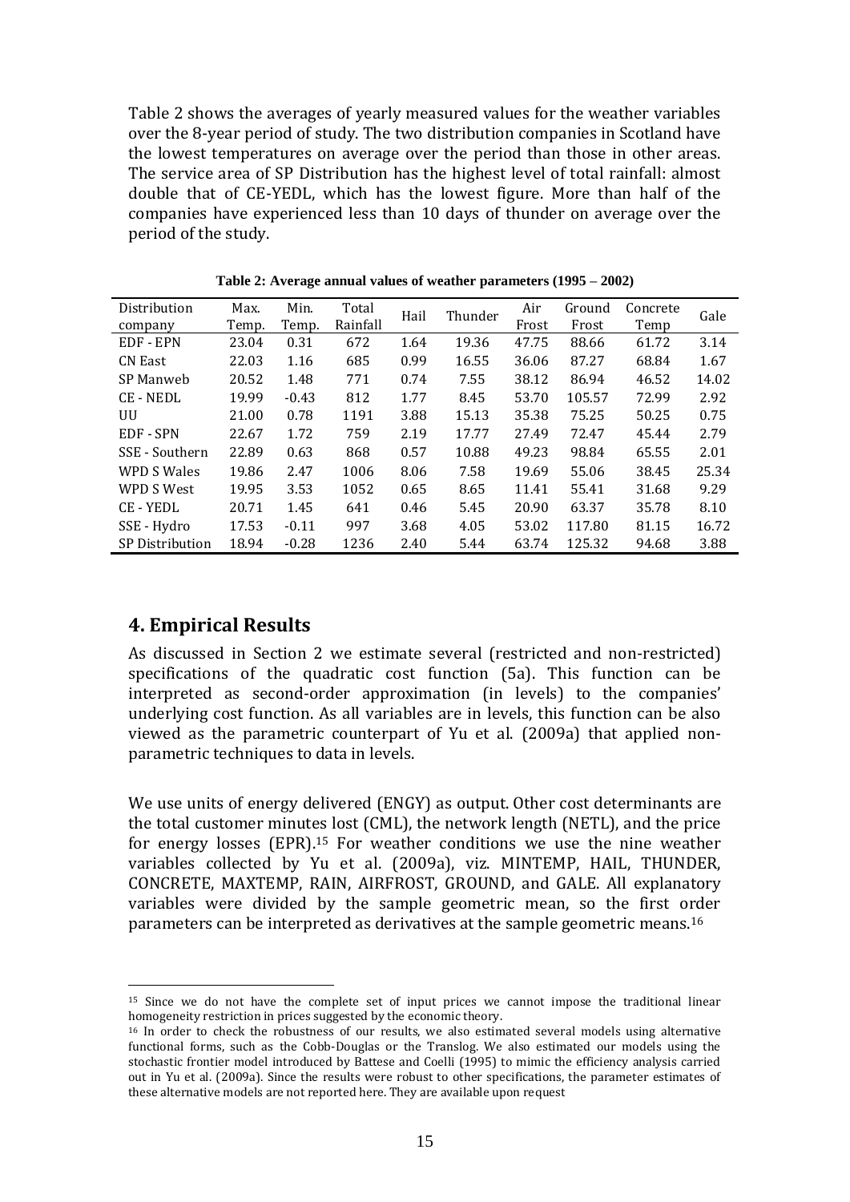Table 2 shows the averages of yearly measured values for the weather variables over the 8-year period of study. The two distribution companies in Scotland have the lowest temperatures on average over the period than those in other areas. The service area of SP Distribution has the highest level of total rainfall: almost double that of CE-YEDL, which has the lowest figure. More than half of the companies have experienced less than 10 days of thunder on average over the period of the study.

**Table 2: Average annual values of weather parameters (1995 – 2002)**

| Distribution company | Max. Temp. | Min. Temp. | Total Rainfall | Hail | Thunder | Air Frost | Ground Frost | Concrete Temp | Gale |
|---|---|---|---|---|---|---|---|---|---|
| EDF - EPN | 23.04 | 0.31 | 672 | 1.64 | 19.36 | 47.75 | 88.66 | 61.72 | 3.14 |
| CN East | 22.03 | 1.16 | 685 | 0.99 | 16.55 | 36.06 | 87.27 | 68.84 | 1.67 |
| SP Manweb | 20.52 | 1.48 | 771 | 0.74 | 7.55 | 38.12 | 86.94 | 46.52 | 14.02 |
| CE - NEDL | 19.99 | -0.43 | 812 | 1.77 | 8.45 | 53.70 | 105.57 | 72.99 | 2.92 |
| UU | 21.00 | 0.78 | 1191 | 3.88 | 15.13 | 35.38 | 75.25 | 50.25 | 0.75 |
| EDF - SPN | 22.67 | 1.72 | 759 | 2.19 | 17.77 | 27.49 | 72.47 | 45.44 | 2.79 |
| SSE - Southern | 22.89 | 0.63 | 868 | 0.57 | 10.88 | 49.23 | 98.84 | 65.55 | 2.01 |
| WPD S Wales | 19.86 | 2.47 | 1006 | 8.06 | 7.58 | 19.69 | 55.06 | 38.45 | 25.34 |
| WPD S West | 19.95 | 3.53 | 1052 | 0.65 | 8.65 | 11.41 | 55.41 | 31.68 | 9.29 |
| CE - YEDL | 20.71 | 1.45 | 641 | 0.46 | 5.45 | 20.90 | 63.37 | 35.78 | 8.10 |
| SSE - Hydro | 17.53 | -0.11 | 997 | 3.68 | 4.05 | 53.02 | 117.80 | 81.15 | 16.72 |
| SP Distribution | 18.94 | -0.28 | 1236 | 2.40 | 5.44 | 63.74 | 125.32 | 94.68 | 3.88 |

## 4. Empirical Results

As discussed in Section 2 we estimate several (restricted and non-restricted) specifications of the quadratic cost function (5a). This function can be interpreted as second-order approximation (in levels) to the companies' underlying cost function. As all variables are in levels, this function can be also viewed as the parametric counterpart of Yu et al. (2009a) that applied non-parametric techniques to data in levels.

We use units of energy delivered (ENGY) as output. Other cost determinants are the total customer minutes lost (CML), the network length (NETL), and the price for energy losses (EPR).[15] For weather conditions we use the nine weather variables collected by Yu et al. (2009a), viz. MINTEMP, HAIL, THUNDER, CONCRETE, MAXTEMP, RAIN, AIRFROST, GROUND, and GALE. All explanatory variables were divided by the sample geometric mean, so the first order parameters can be interpreted as derivatives at the sample geometric means.[16]

[15] Since we do not have the complete set of input prices we cannot impose the traditional linear homogeneity restriction in prices suggested by the economic theory.

[16] In order to check the robustness of our results, we also estimated several models using alternative functional forms, such as the Cobb-Douglas or the Translog. We also estimated our models using the stochastic frontier model introduced by Battese and Coelli (1995) to mimic the efficiency analysis carried out in Yu et al. (2009a). Since the results were robust to other specifications, the parameter estimates of these alternative models are not reported here. They are available upon request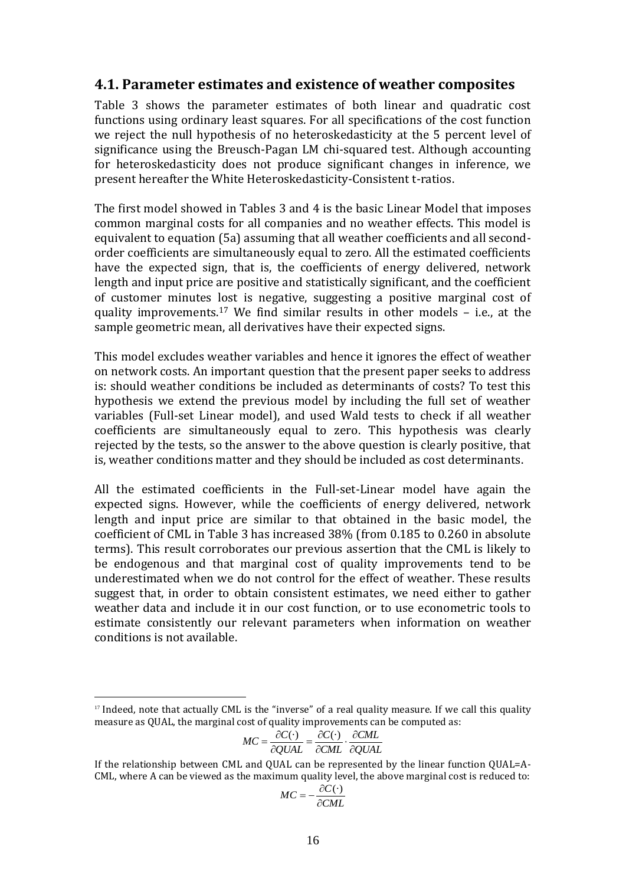## 4.1. Parameter estimates and existence of weather composites

Table 3 shows the parameter estimates of both linear and quadratic cost functions using ordinary least squares. For all specifications of the cost function we reject the null hypothesis of no heteroskedasticity at the 5 percent level of significance using the Breusch-Pagan LM chi-squared test. Although accounting for heteroskedasticity does not produce significant changes in inference, we present hereafter the White Heteroskedasticity-Consistent t-ratios.

The first model showed in Tables 3 and 4 is the basic Linear Model that imposes common marginal costs for all companies and no weather effects. This model is equivalent to equation (5a) assuming that all weather coefficients and all second-order coefficients are simultaneously equal to zero. All the estimated coefficients have the expected sign, that is, the coefficients of energy delivered, network length and input price are positive and statistically significant, and the coefficient of customer minutes lost is negative, suggesting a positive marginal cost of quality improvements.[17] We find similar results in other models – i.e., at the sample geometric mean, all derivatives have their expected signs.

This model excludes weather variables and hence it ignores the effect of weather on network costs. An important question that the present paper seeks to address is: should weather conditions be included as determinants of costs? To test this hypothesis we extend the previous model by including the full set of weather variables (Full-set Linear model), and used Wald tests to check if all weather coefficients are simultaneously equal to zero. This hypothesis was clearly rejected by the tests, so the answer to the above question is clearly positive, that is, weather conditions matter and they should be included as cost determinants.

All the estimated coefficients in the Full-set-Linear model have again the expected signs. However, while the coefficients of energy delivered, network length and input price are similar to that obtained in the basic model, the coefficient of CML in Table 3 has increased 38% (from 0.185 to 0.260 in absolute terms). This result corroborates our previous assertion that the CML is likely to be endogenous and that marginal cost of quality improvements tend to be underestimated when we do not control for the effect of weather. These results suggest that, in order to obtain consistent estimates, we need either to gather weather data and include it in our cost function, or to use econometric tools to estimate consistently our relevant parameters when information on weather conditions is not available.

---

[17] Indeed, note that actually CML is the "inverse" of a real quality measure. If we call this quality measure as QUAL, the marginal cost of quality improvements can be computed as:

$$MC = \frac{\partial C(\cdot)}{\partial QUAL} = \frac{\partial C(\cdot)}{\partial CML} \cdot \frac{\partial CML}{\partial QUAL}$$

If the relationship between CML and QUAL can be represented by the linear function QUAL=A-CML, where A can be viewed as the maximum quality level, the above marginal cost is reduced to:

$$MC = -\frac{\partial C(\cdot)}{\partial CML}$$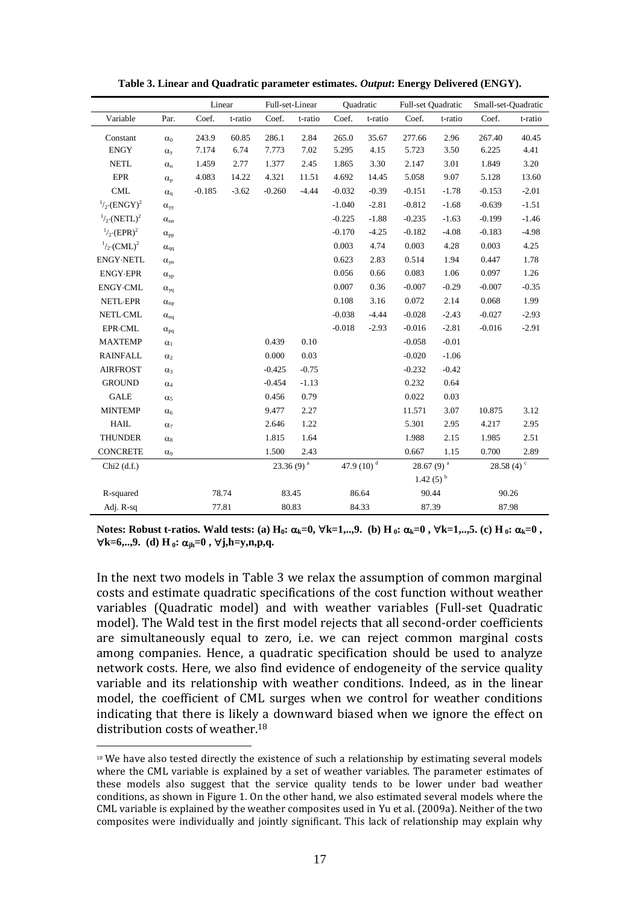**Table 3. Linear and Quadratic parameter estimates. *Output*: Energy Delivered (ENGY).**

| | | Linear | | Full-set-Linear | | Quadratic | | Full-set Quadratic | | Small-set-Quadratic | |
|---|---|---|---|---|---|---|---|---|---|---|---|
| Variable | Par. | Coef. | t-ratio | Coef. | t-ratio | Coef. | t-ratio | Coef. | t-ratio | Coef. | t-ratio |
| Constant | $\alpha_0$ | 243.9 | 60.85 | 286.1 | 2.84 | 265.0 | 35.67 | 277.66 | 2.96 | 267.40 | 40.45 |
| ENGY | $\alpha_y$ | 7.174 | 6.74 | 7.773 | 7.02 | 5.295 | 4.15 | 5.723 | 3.50 | 6.225 | 4.41 |
| NETL | $\alpha_n$ | 1.459 | 2.77 | 1.377 | 2.45 | 1.865 | 3.30 | 2.147 | 3.01 | 1.849 | 3.20 |
| EPR | $\alpha_p$ | 4.083 | 14.22 | 4.321 | 11.51 | 4.692 | 14.45 | 5.058 | 9.07 | 5.128 | 13.60 |
| CML | $\alpha_q$ | -0.185 | -3.62 | -0.260 | -4.44 | -0.032 | -0.39 | -0.151 | -1.78 | -0.153 | -2.01 |
| $^1/_2\cdot(\text{ENGY})^2$ | $\alpha_{yy}$ | | | | | -1.040 | -2.81 | -0.812 | -1.68 | -0.639 | -1.51 |
| $^1/_2\cdot(\text{NETL})^2$ | $\alpha_{nn}$ | | | | | -0.225 | -1.88 | -0.235 | -1.63 | -0.199 | -1.46 |
| $^1/_2\cdot(\text{EPR})^2$ | $\alpha_{pp}$ | | | | | -0.170 | -4.25 | -0.182 | -4.08 | -0.183 | -4.98 |
| $^1/_2\cdot(\text{CML})^2$ | $\alpha_{qq}$ | | | | | 0.003 | 4.74 | 0.003 | 4.28 | 0.003 | 4.25 |
| ENGY·NETL | $\alpha_{yn}$ | | | | | 0.623 | 2.83 | 0.514 | 1.94 | 0.447 | 1.78 |
| ENGY·EPR | $\alpha_{yp}$ | | | | | 0.056 | 0.66 | 0.083 | 1.06 | 0.097 | 1.26 |
| ENGY·CML | $\alpha_{yq}$ | | | | | 0.007 | 0.36 | -0.007 | -0.29 | -0.007 | -0.35 |
| NETL·EPR | $\alpha_{np}$ | | | | | 0.108 | 3.16 | 0.072 | 2.14 | 0.068 | 1.99 |
| NETL·CML | $\alpha_{nq}$ | | | | | -0.038 | -4.44 | -0.028 | -2.43 | -0.027 | -2.93 |
| EPR·CML | $\alpha_{pq}$ | | | | | -0.018 | -2.93 | -0.016 | -2.81 | -0.016 | -2.91 |
| MAXTEMP | $\alpha_1$ | | | 0.439 | 0.10 | | | -0.058 | -0.01 | | |
| RAINFALL | $\alpha_2$ | | | 0.000 | 0.03 | | | -0.020 | -1.06 | | |
| AIRFROST | $\alpha_3$ | | | -0.425 | -0.75 | | | -0.232 | -0.42 | | |
| GROUND | $\alpha_4$ | | | -0.454 | -1.13 | | | 0.232 | 0.64 | | |
| GALE | $\alpha_5$ | | | 0.456 | 0.79 | | | 0.022 | 0.03 | | |
| MINTEMP | $\alpha_6$ | | | 9.477 | 2.27 | | | 11.571 | 3.07 | 10.875 | 3.12 |
| HAIL | $\alpha_7$ | | | 2.646 | 1.22 | | | 5.301 | 2.95 | 4.217 | 2.95 |
| THUNDER | $\alpha_8$ | | | 1.815 | 1.64 | | | 1.988 | 2.15 | 1.985 | 2.51 |
| CONCRETE | $\alpha_9$ | | | 1.500 | 2.43 | | | 0.667 | 1.15 | 0.700 | 2.89 |
| Chi2 (d.f.) | | | | 23.36 (9) [a] | | 47.9 (10) [d] | | 28.67 (9) [a]; 1.42 (5) [b] | | 28.58 (4) [c] | |
| R-squared | | 78.74 | | 83.45 | | 86.64 | | 90.44 | | 90.26 | |
| Adj. R-sq | | 77.81 | | 80.83 | | 84.33 | | 87.39 | | 87.98 | |

**Notes: Robust t-ratios. Wald tests: (a) $H_0$: $\alpha_k=0$, $\forall k=1,..,9$. (b) $H_0$: $\alpha_k=0$, $\forall k=1,..,5$. (c) $H_0$: $\alpha_k=0$, $\forall k=6,..,9$. (d) $H_0$: $\alpha_{jh}=0$, $\forall j,h=y,n,p,q$.**

In the next two models in Table 3 we relax the assumption of common marginal costs and estimate quadratic specifications of the cost function without weather variables (Quadratic model) and with weather variables (Full-set Quadratic model). The Wald test in the first model rejects that all second-order coefficients are simultaneously equal to zero, i.e. we can reject common marginal costs among companies. Hence, a quadratic specification should be used to analyze network costs. Here, we also find evidence of endogeneity of the service quality variable and its relationship with weather conditions. Indeed, as in the linear model, the coefficient of CML surges when we control for weather conditions indicating that there is likely a downward biased when we ignore the effect on distribution costs of weather.[18]

[18] We have also tested directly the existence of such a relationship by estimating several models where the CML variable is explained by a set of weather variables. The parameter estimates of these models also suggest that the service quality tends to be lower under bad weather conditions, as shown in Figure 1. On the other hand, we also estimated several models where the CML variable is explained by the weather composites used in Yu et al. (2009a). Neither of the two composites were individually and jointly significant. This lack of relationship may explain why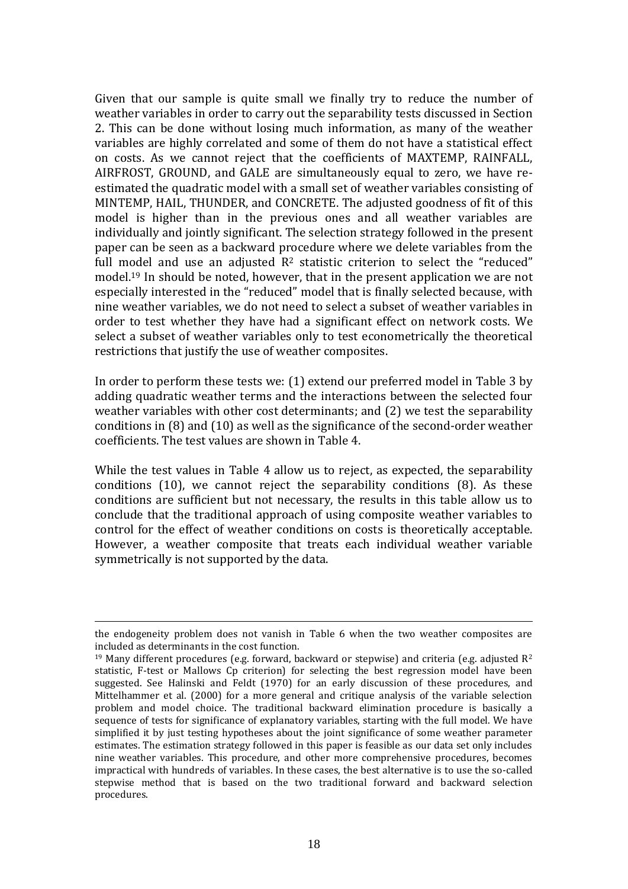Given that our sample is quite small we finally try to reduce the number of weather variables in order to carry out the separability tests discussed in Section 2. This can be done without losing much information, as many of the weather variables are highly correlated and some of them do not have a statistical effect on costs. As we cannot reject that the coefficients of MAXTEMP, RAINFALL, AIRFROST, GROUND, and GALE are simultaneously equal to zero, we have re-estimated the quadratic model with a small set of weather variables consisting of MINTEMP, HAIL, THUNDER, and CONCRETE. The adjusted goodness of fit of this model is higher than in the previous ones and all weather variables are individually and jointly significant. The selection strategy followed in the present paper can be seen as a backward procedure where we delete variables from the full model and use an adjusted $R^2$ statistic criterion to select the "reduced" model.[19] In should be noted, however, that in the present application we are not especially interested in the "reduced" model that is finally selected because, with nine weather variables, we do not need to select a subset of weather variables in order to test whether they have had a significant effect on network costs. We select a subset of weather variables only to test econometrically the theoretical restrictions that justify the use of weather composites.

In order to perform these tests we: (1) extend our preferred model in Table 3 by adding quadratic weather terms and the interactions between the selected four weather variables with other cost determinants; and (2) we test the separability conditions in (8) and (10) as well as the significance of the second-order weather coefficients. The test values are shown in Table 4.

While the test values in Table 4 allow us to reject, as expected, the separability conditions (10), we cannot reject the separability conditions (8). As these conditions are sufficient but not necessary, the results in this table allow us to conclude that the traditional approach of using composite weather variables to control for the effect of weather conditions on costs is theoretically acceptable. However, a weather composite that treats each individual weather variable symmetrically is not supported by the data.

---

the endogeneity problem does not vanish in Table 6 when the two weather composites are included as determinants in the cost function.

[19] Many different procedures (e.g. forward, backward or stepwise) and criteria (e.g. adjusted $R^2$ statistic, F-test or Mallows Cp criterion) for selecting the best regression model have been suggested. See Halinski and Feldt (1970) for an early discussion of these procedures, and Mittelhammer et al. (2000) for a more general and critique analysis of the variable selection problem and model choice. The traditional backward elimination procedure is basically a sequence of tests for significance of explanatory variables, starting with the full model. We have simplified it by just testing hypotheses about the joint significance of some weather parameter estimates. The estimation strategy followed in this paper is feasible as our data set only includes nine weather variables. This procedure, and other more comprehensive procedures, becomes impractical with hundreds of variables. In these cases, the best alternative is to use the so-called stepwise method that is based on the two traditional forward and backward selection procedures.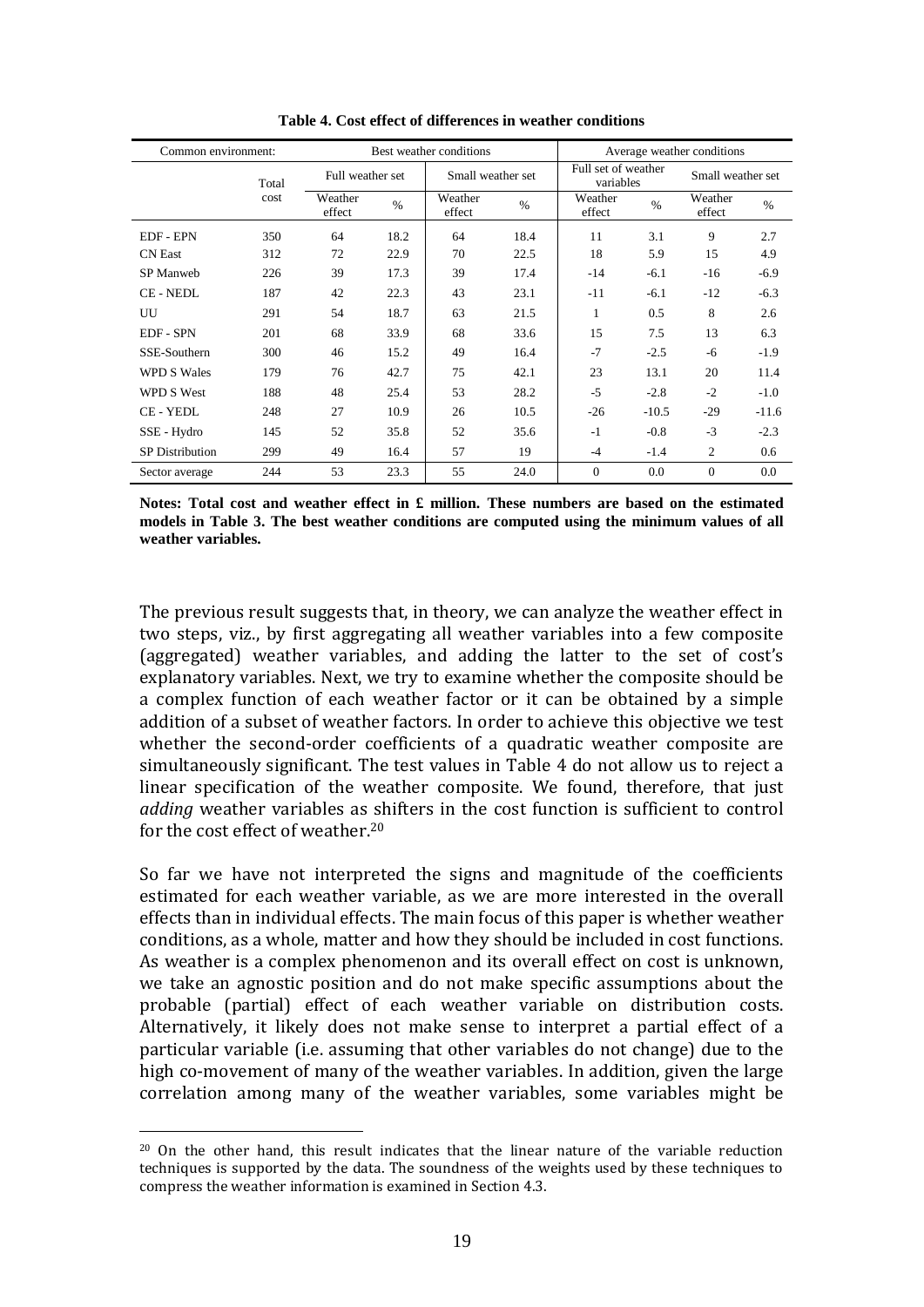**Table 4. Cost effect of differences in weather conditions**

| Common environment: | | Best weather conditions | | | | Average weather conditions | | | |
|---|---|---|---|---|---|---|---|---|---|
| | Total cost | Full weather set | | Small weather set | | Full set of weather variables | | Small weather set | |
| | | Weather effect | % | Weather effect | % | Weather effect | % | Weather effect | % |
| EDF - EPN | 350 | 64 | 18.2 | 64 | 18.4 | 11 | 3.1 | 9 | 2.7 |
| CN East | 312 | 72 | 22.9 | 70 | 22.5 | 18 | 5.9 | 15 | 4.9 |
| SP Manweb | 226 | 39 | 17.3 | 39 | 17.4 | -14 | -6.1 | -16 | -6.9 |
| CE - NEDL | 187 | 42 | 22.3 | 43 | 23.1 | -11 | -6.1 | -12 | -6.3 |
| UU | 291 | 54 | 18.7 | 63 | 21.5 | 1 | 0.5 | 8 | 2.6 |
| EDF - SPN | 201 | 68 | 33.9 | 68 | 33.6 | 15 | 7.5 | 13 | 6.3 |
| SSE-Southern | 300 | 46 | 15.2 | 49 | 16.4 | -7 | -2.5 | -6 | -1.9 |
| WPD S Wales | 179 | 76 | 42.7 | 75 | 42.1 | 23 | 13.1 | 20 | 11.4 |
| WPD S West | 188 | 48 | 25.4 | 53 | 28.2 | -5 | -2.8 | -2 | -1.0 |
| CE - YEDL | 248 | 27 | 10.9 | 26 | 10.5 | -26 | -10.5 | -29 | -11.6 |
| SSE - Hydro | 145 | 52 | 35.8 | 52 | 35.6 | -1 | -0.8 | -3 | -2.3 |
| SP Distribution | 299 | 49 | 16.4 | 57 | 19 | -4 | -1.4 | 2 | 0.6 |
| Sector average | 244 | 53 | 23.3 | 55 | 24.0 | 0 | 0.0 | 0 | 0.0 |

**Notes: Total cost and weather effect in £ million. These numbers are based on the estimated models in Table 3. The best weather conditions are computed using the minimum values of all weather variables.**

The previous result suggests that, in theory, we can analyze the weather effect in two steps, viz., by first aggregating all weather variables into a few composite (aggregated) weather variables, and adding the latter to the set of cost's explanatory variables. Next, we try to examine whether the composite should be a complex function of each weather factor or it can be obtained by a simple addition of a subset of weather factors. In order to achieve this objective we test whether the second-order coefficients of a quadratic weather composite are simultaneously significant. The test values in Table 4 do not allow us to reject a linear specification of the weather composite. We found, therefore, that just *adding* weather variables as shifters in the cost function is sufficient to control for the cost effect of weather.[20]

So far we have not interpreted the signs and magnitude of the coefficients estimated for each weather variable, as we are more interested in the overall effects than in individual effects. The main focus of this paper is whether weather conditions, as a whole, matter and how they should be included in cost functions. As weather is a complex phenomenon and its overall effect on cost is unknown, we take an agnostic position and do not make specific assumptions about the probable (partial) effect of each weather variable on distribution costs. Alternatively, it likely does not make sense to interpret a partial effect of a particular variable (i.e. assuming that other variables do not change) due to the high co-movement of many of the weather variables. In addition, given the large correlation among many of the weather variables, some variables might be

[20] On the other hand, this result indicates that the linear nature of the variable reduction techniques is supported by the data. The soundness of the weights used by these techniques to compress the weather information is examined in Section 4.3.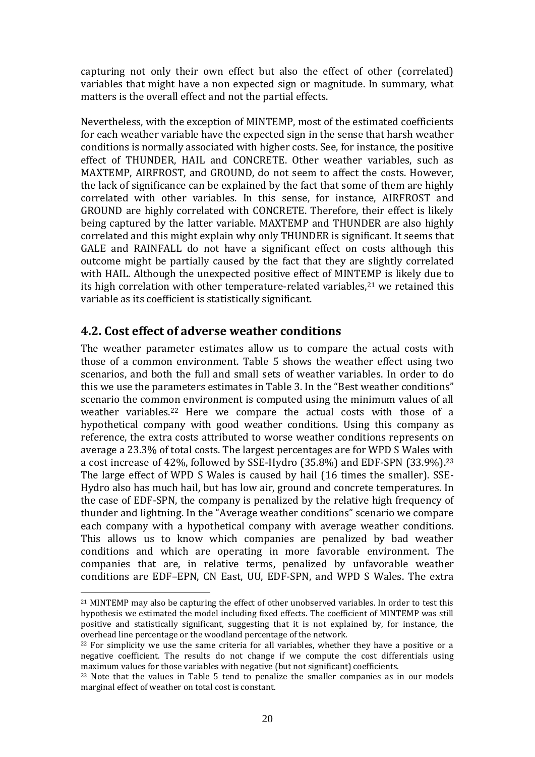capturing not only their own effect but also the effect of other (correlated) variables that might have a non expected sign or magnitude. In summary, what matters is the overall effect and not the partial effects.

Nevertheless, with the exception of MINTEMP, most of the estimated coefficients for each weather variable have the expected sign in the sense that harsh weather conditions is normally associated with higher costs. See, for instance, the positive effect of THUNDER, HAIL and CONCRETE. Other weather variables, such as MAXTEMP, AIRFROST, and GROUND, do not seem to affect the costs. However, the lack of significance can be explained by the fact that some of them are highly correlated with other variables. In this sense, for instance, AIRFROST and GROUND are highly correlated with CONCRETE. Therefore, their effect is likely being captured by the latter variable. MAXTEMP and THUNDER are also highly correlated and this might explain why only THUNDER is significant. It seems that GALE and RAINFALL do not have a significant effect on costs although this outcome might be partially caused by the fact that they are slightly correlated with HAIL. Although the unexpected positive effect of MINTEMP is likely due to its high correlation with other temperature-related variables,[21] we retained this variable as its coefficient is statistically significant.

## 4.2. Cost effect of adverse weather conditions

The weather parameter estimates allow us to compare the actual costs with those of a common environment. Table 5 shows the weather effect using two scenarios, and both the full and small sets of weather variables. In order to do this we use the parameters estimates in Table 3. In the "Best weather conditions" scenario the common environment is computed using the minimum values of all weather variables.[22] Here we compare the actual costs with those of a hypothetical company with good weather conditions. Using this company as reference, the extra costs attributed to worse weather conditions represents on average a 23.3% of total costs. The largest percentages are for WPD S Wales with a cost increase of 42%, followed by SSE-Hydro (35.8%) and EDF-SPN (33.9%).[23] The large effect of WPD S Wales is caused by hail (16 times the smaller). SSE-Hydro also has much hail, but has low air, ground and concrete temperatures. In the case of EDF-SPN, the company is penalized by the relative high frequency of thunder and lightning. In the "Average weather conditions" scenario we compare each company with a hypothetical company with average weather conditions. This allows us to know which companies are penalized by bad weather conditions and which are operating in more favorable environment. The companies that are, in relative terms, penalized by unfavorable weather conditions are EDF–EPN, CN East, UU, EDF-SPN, and WPD S Wales. The extra

[21] MINTEMP may also be capturing the effect of other unobserved variables. In order to test this hypothesis we estimated the model including fixed effects. The coefficient of MINTEMP was still positive and statistically significant, suggesting that it is not explained by, for instance, the overhead line percentage or the woodland percentage of the network.

[22] For simplicity we use the same criteria for all variables, whether they have a positive or a negative coefficient. The results do not change if we compute the cost differentials using maximum values for those variables with negative (but not significant) coefficients.

[23] Note that the values in Table 5 tend to penalize the smaller companies as in our models marginal effect of weather on total cost is constant.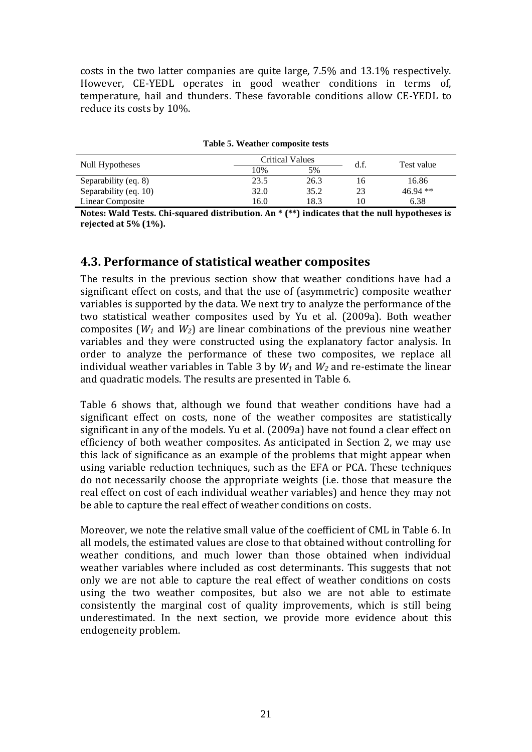costs in the two latter companies are quite large, 7.5% and 13.1% respectively. However, CE-YEDL operates in good weather conditions in terms of, temperature, hail and thunders. These favorable conditions allow CE-YEDL to reduce its costs by 10%.

**Table 5. Weather composite tests**

| Null Hypotheses | Critical Values | | d.f. | Test value |
|---|---|---|---|---|
| | 10% | 5% | | |
| Separability (eq. 8) | 23.5 | 26.3 | 16 | 16.86 |
| Separability (eq. 10) | 32.0 | 35.2 | 23 | 46.94 ** |
| Linear Composite | 16.0 | 18.3 | 10 | 6.38 |

**Notes: Wald Tests. Chi-squared distribution. An * (**) indicates that the null hypotheses is rejected at 5% (1%).**

## 4.3. Performance of statistical weather composites

The results in the previous section show that weather conditions have had a significant effect on costs, and that the use of (asymmetric) composite weather variables is supported by the data. We next try to analyze the performance of the two statistical weather composites used by Yu et al. (2009a). Both weather composites ($W_1$ and $W_2$) are linear combinations of the previous nine weather variables and they were constructed using the explanatory factor analysis. In order to analyze the performance of these two composites, we replace all individual weather variables in Table 3 by $W_1$ and $W_2$ and re-estimate the linear and quadratic models. The results are presented in Table 6.

Table 6 shows that, although we found that weather conditions have had a significant effect on costs, none of the weather composites are statistically significant in any of the models. Yu et al. (2009a) have not found a clear effect on efficiency of both weather composites. As anticipated in Section 2, we may use this lack of significance as an example of the problems that might appear when using variable reduction techniques, such as the EFA or PCA. These techniques do not necessarily choose the appropriate weights (i.e. those that measure the real effect on cost of each individual weather variables) and hence they may not be able to capture the real effect of weather conditions on costs.

Moreover, we note the relative small value of the coefficient of CML in Table 6. In all models, the estimated values are close to that obtained without controlling for weather conditions, and much lower than those obtained when individual weather variables where included as cost determinants. This suggests that not only we are not able to capture the real effect of weather conditions on costs using the two weather composites, but also we are not able to estimate consistently the marginal cost of quality improvements, which is still being underestimated. In the next section, we provide more evidence about this endogeneity problem.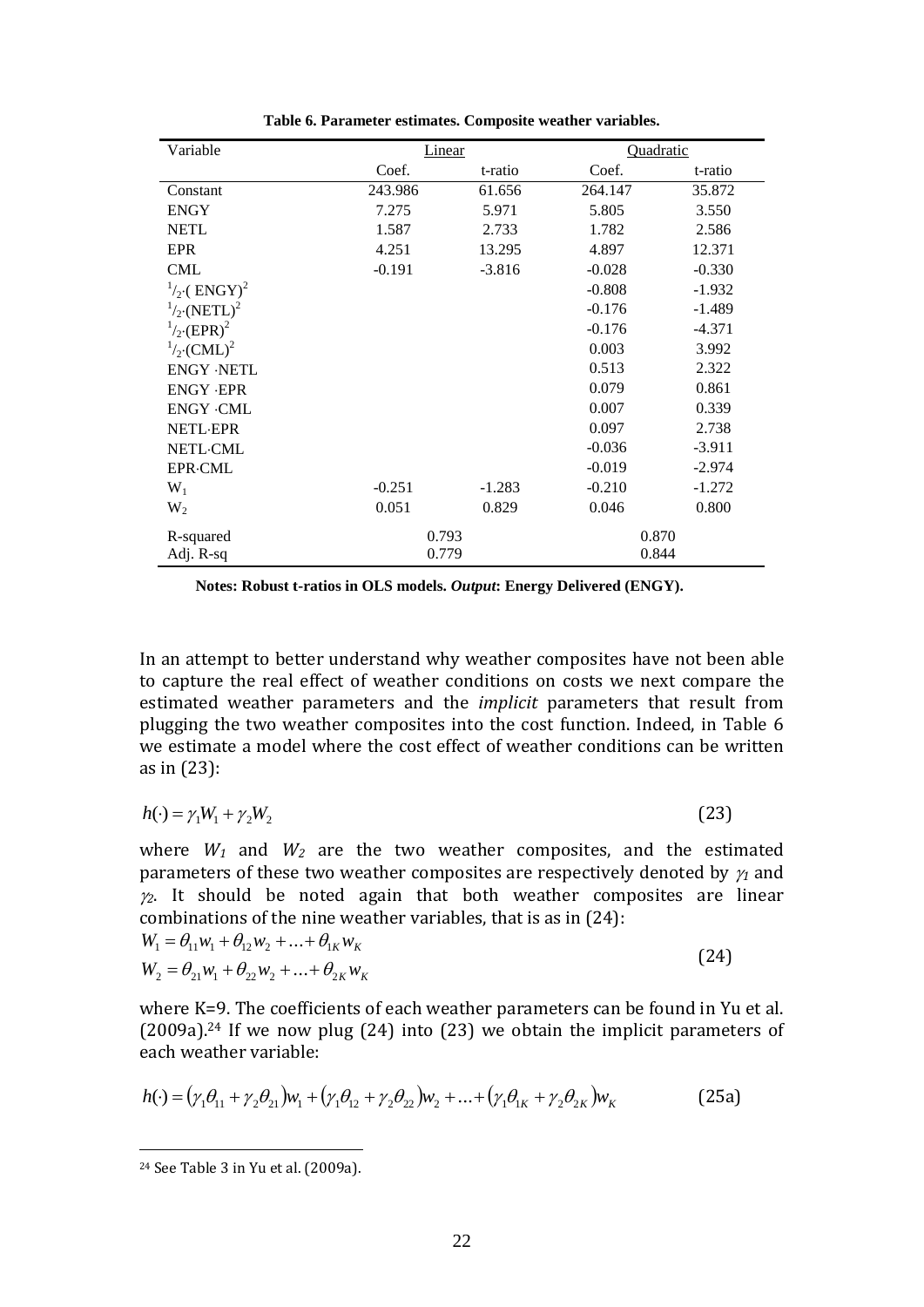**Table 6. Parameter estimates. Composite weather variables.**

| Variable | Linear | | Quadratic | |
|---|---|---|---|---|
| | Coef. | t-ratio | Coef. | t-ratio |
| Constant | 243.986 | 61.656 | 264.147 | 35.872 |
| ENGY | 7.275 | 5.971 | 5.805 | 3.550 |
| NETL | 1.587 | 2.733 | 1.782 | 2.586 |
| EPR | 4.251 | 13.295 | 4.897 | 12.371 |
| CML | -0.191 | -3.816 | -0.028 | -0.330 |
| $^1/_2 \cdot (\text{ENGY})^2$ | | | -0.808 | -1.932 |
| $^1/_2 \cdot (\text{NETL})^2$ | | | -0.176 | -1.489 |
| $^1/_2 \cdot (\text{EPR})^2$ | | | -0.176 | -4.371 |
| $^1/_2 \cdot (\text{CML})^2$ | | | 0.003 | 3.992 |
| ENGY ·NETL | | | 0.513 | 2.322 |
| ENGY ·EPR | | | 0.079 | 0.861 |
| ENGY ·CML | | | 0.007 | 0.339 |
| NETL·EPR | | | 0.097 | 2.738 |
| NETL·CML | | | -0.036 | -3.911 |
| EPR·CML | | | -0.019 | -2.974 |
| $W_1$ | -0.251 | -1.283 | -0.210 | -1.272 |
| $W_2$ | 0.051 | 0.829 | 0.046 | 0.800 |
| R-squared | 0.793 | | 0.870 | |
| Adj. R-sq | 0.779 | | 0.844 | |

**Notes: Robust t-ratios in OLS models. *Output*: Energy Delivered (ENGY).**

In an attempt to better understand why weather composites have not been able to capture the real effect of weather conditions on costs we next compare the estimated weather parameters and the *implicit* parameters that result from plugging the two weather composites into the cost function. Indeed, in Table 6 we estimate a model where the cost effect of weather conditions can be written as in (23):

$$h(\cdot) = \gamma_1 W_1 + \gamma_2 W_2 \tag{23}$$

where $W_1$ and $W_2$ are the two weather composites, and the estimated parameters of these two weather composites are respectively denoted by $\gamma_1$ and $\gamma_2$. It should be noted again that both weather composites are linear combinations of the nine weather variables, that is as in (24):

$$\begin{aligned} W_1 &= \theta_{11} w_1 + \theta_{12} w_2 + \ldots + \theta_{1K} w_K \\ W_2 &= \theta_{21} w_1 + \theta_{22} w_2 + \ldots + \theta_{2K} w_K \end{aligned} \tag{24}$$

where K=9. The coefficients of each weather parameters can be found in Yu et al. (2009a).[24] If we now plug (24) into (23) we obtain the implicit parameters of each weather variable:

$$h(\cdot) = (\gamma_1 \theta_{11} + \gamma_2 \theta_{21}) w_1 + (\gamma_1 \theta_{12} + \gamma_2 \theta_{22}) w_2 + \ldots + (\gamma_1 \theta_{1K} + \gamma_2 \theta_{2K}) w_K \tag{25a}$$

[24] See Table 3 in Yu et al. (2009a).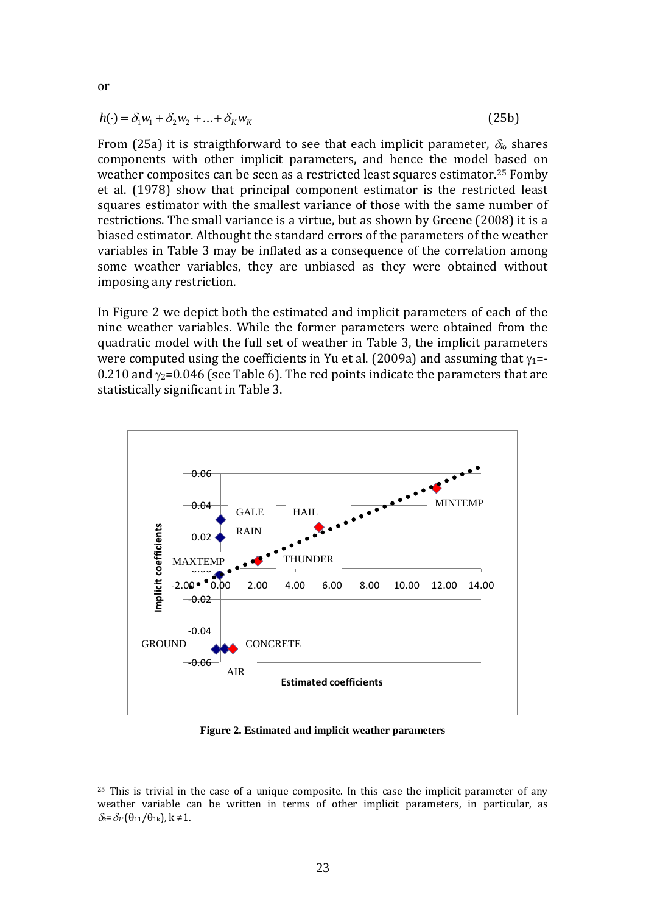or

$$h(\cdot) = \delta_1 w_1 + \delta_2 w_2 + \ldots + \delta_K w_K \tag{25b}$$

From (25a) it is straigthforward to see that each implicit parameter, $\delta_k$, shares components with other implicit parameters, and hence the model based on weather composites can be seen as a restricted least squares estimator.[25] Fomby et al. (1978) show that principal component estimator is the restricted least squares estimator with the smallest variance of those with the same number of restrictions. The small variance is a virtue, but as shown by Greene (2008) it is a biased estimator. Althought the standard errors of the parameters of the weather variables in Table 3 may be inflated as a consequence of the correlation among some weather variables, they are unbiased as they were obtained without imposing any restriction.

In Figure 2 we depict both the estimated and implicit parameters of each of the nine weather variables. While the former parameters were obtained from the quadratic model with the full set of weather in Table 3, the implicit parameters were computed using the coefficients in Yu et al. (2009a) and assuming that $\gamma_1$=-0.210 and $\gamma_2$=0.046 (see Table 6). The red points indicate the parameters that are statistically significant in Table 3.

**Figure 2. Estimated and implicit weather parameters**

[25] This is trivial in the case of a unique composite. In this case the implicit parameter of any weather variable can be written in terms of other implicit parameters, in particular, as $\delta_k = \delta_1 \cdot (\theta_{11}/\theta_{1k})$, $k \neq 1$.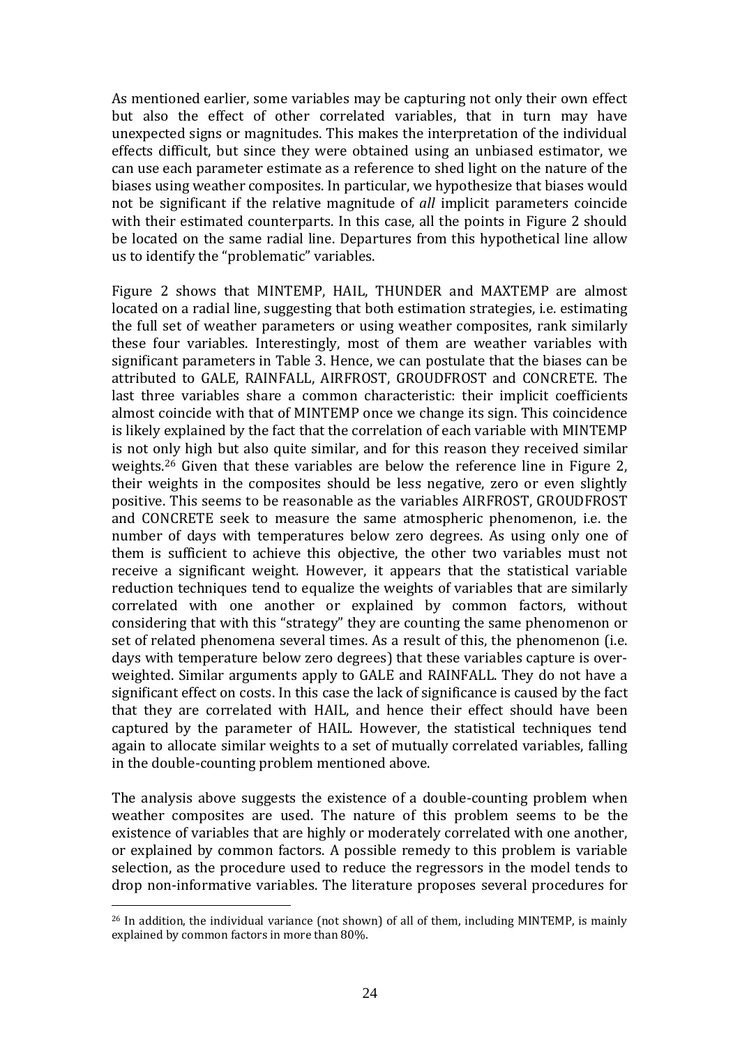As mentioned earlier, some variables may be capturing not only their own effect but also the effect of other correlated variables, that in turn may have unexpected signs or magnitudes. This makes the interpretation of the individual effects difficult, but since they were obtained using an unbiased estimator, we can use each parameter estimate as a reference to shed light on the nature of the biases using weather composites. In particular, we hypothesize that biases would not be significant if the relative magnitude of *all* implicit parameters coincide with their estimated counterparts. In this case, all the points in Figure 2 should be located on the same radial line. Departures from this hypothetical line allow us to identify the "problematic" variables.

Figure 2 shows that MINTEMP, HAIL, THUNDER and MAXTEMP are almost located on a radial line, suggesting that both estimation strategies, i.e. estimating the full set of weather parameters or using weather composites, rank similarly these four variables. Interestingly, most of them are weather variables with significant parameters in Table 3. Hence, we can postulate that the biases can be attributed to GALE, RAINFALL, AIRFROST, GROUDFROST and CONCRETE. The last three variables share a common characteristic: their implicit coefficients almost coincide with that of MINTEMP once we change its sign. This coincidence is likely explained by the fact that the correlation of each variable with MINTEMP is not only high but also quite similar, and for this reason they received similar weights.[26] Given that these variables are below the reference line in Figure 2, their weights in the composites should be less negative, zero or even slightly positive. This seems to be reasonable as the variables AIRFROST, GROUDFROST and CONCRETE seek to measure the same atmospheric phenomenon, i.e. the number of days with temperatures below zero degrees. As using only one of them is sufficient to achieve this objective, the other two variables must not receive a significant weight. However, it appears that the statistical variable reduction techniques tend to equalize the weights of variables that are similarly correlated with one another or explained by common factors, without considering that with this "strategy" they are counting the same phenomenon or set of related phenomena several times. As a result of this, the phenomenon (i.e. days with temperature below zero degrees) that these variables capture is over-weighted. Similar arguments apply to GALE and RAINFALL. They do not have a significant effect on costs. In this case the lack of significance is caused by the fact that they are correlated with HAIL, and hence their effect should have been captured by the parameter of HAIL. However, the statistical techniques tend again to allocate similar weights to a set of mutually correlated variables, falling in the double-counting problem mentioned above.

The analysis above suggests the existence of a double-counting problem when weather composites are used. The nature of this problem seems to be the existence of variables that are highly or moderately correlated with one another, or explained by common factors. A possible remedy to this problem is variable selection, as the procedure used to reduce the regressors in the model tends to drop non-informative variables. The literature proposes several procedures for

[26] In addition, the individual variance (not shown) of all of them, including MINTEMP, is mainly explained by common factors in more than 80%.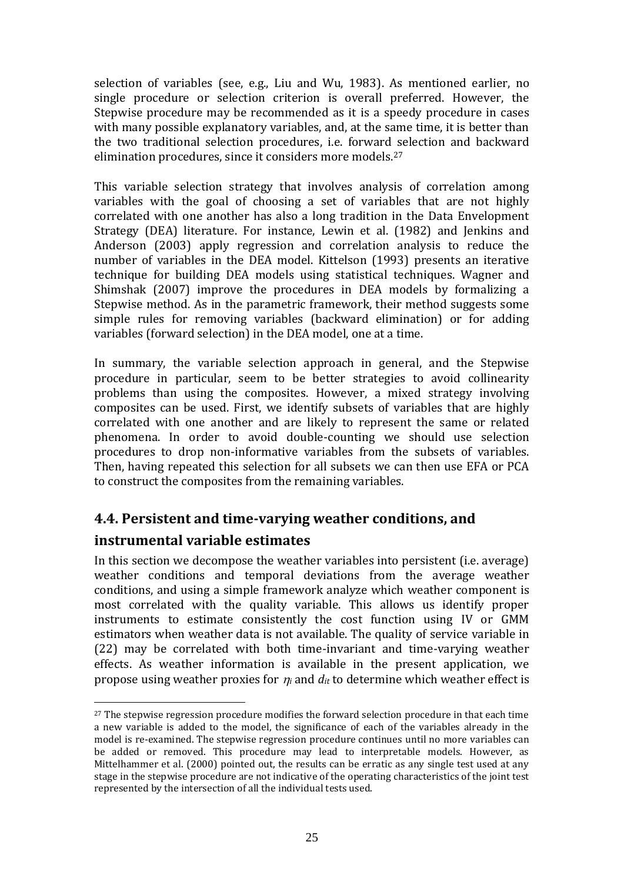selection of variables (see, e.g., Liu and Wu, 1983). As mentioned earlier, no single procedure or selection criterion is overall preferred. However, the Stepwise procedure may be recommended as it is a speedy procedure in cases with many possible explanatory variables, and, at the same time, it is better than the two traditional selection procedures, i.e. forward selection and backward elimination procedures, since it considers more models.[27]

This variable selection strategy that involves analysis of correlation among variables with the goal of choosing a set of variables that are not highly correlated with one another has also a long tradition in the Data Envelopment Strategy (DEA) literature. For instance, Lewin et al. (1982) and Jenkins and Anderson (2003) apply regression and correlation analysis to reduce the number of variables in the DEA model. Kittelson (1993) presents an iterative technique for building DEA models using statistical techniques. Wagner and Shimshak (2007) improve the procedures in DEA models by formalizing a Stepwise method. As in the parametric framework, their method suggests some simple rules for removing variables (backward elimination) or for adding variables (forward selection) in the DEA model, one at a time.

In summary, the variable selection approach in general, and the Stepwise procedure in particular, seem to be better strategies to avoid collinearity problems than using the composites. However, a mixed strategy involving composites can be used. First, we identify subsets of variables that are highly correlated with one another and are likely to represent the same or related phenomena. In order to avoid double-counting we should use selection procedures to drop non-informative variables from the subsets of variables. Then, having repeated this selection for all subsets we can then use EFA or PCA to construct the composites from the remaining variables.

## 4.4. Persistent and time-varying weather conditions, and instrumental variable estimates

In this section we decompose the weather variables into persistent (i.e. average) weather conditions and temporal deviations from the average weather conditions, and using a simple framework analyze which weather component is most correlated with the quality variable. This allows us identify proper instruments to estimate consistently the cost function using IV or GMM estimators when weather data is not available. The quality of service variable in (22) may be correlated with both time-invariant and time-varying weather effects. As weather information is available in the present application, we propose using weather proxies for $\eta_i$ and $d_{it}$ to determine which weather effect is

[27] The stepwise regression procedure modifies the forward selection procedure in that each time a new variable is added to the model, the significance of each of the variables already in the model is re-examined. The stepwise regression procedure continues until no more variables can be added or removed. This procedure may lead to interpretable models. However, as Mittelhammer et al. (2000) pointed out, the results can be erratic as any single test used at any stage in the stepwise procedure are not indicative of the operating characteristics of the joint test represented by the intersection of all the individual tests used.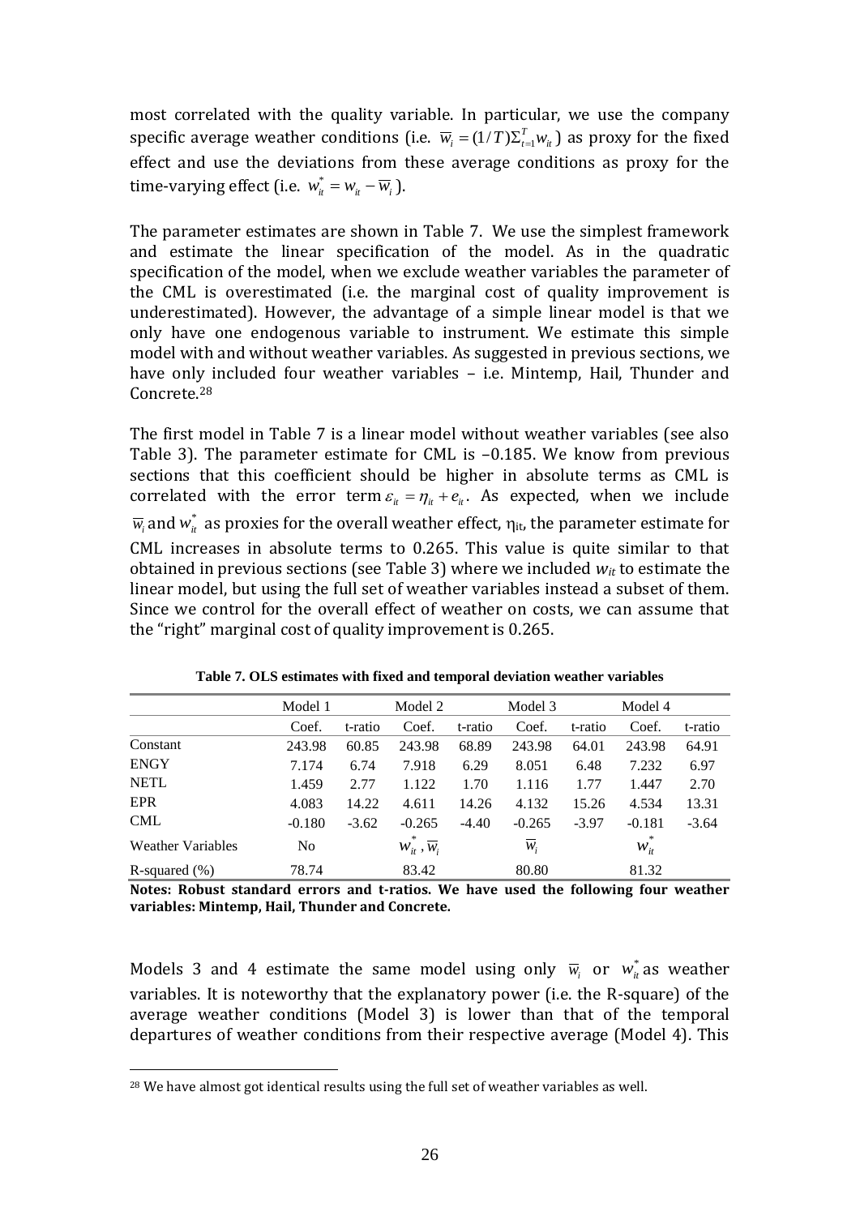most correlated with the quality variable. In particular, we use the company specific average weather conditions (i.e. $\overline{w}_i = (1/T)\Sigma_{t=1}^{T} w_{it}$) as proxy for the fixed effect and use the deviations from these average conditions as proxy for the time-varying effect (i.e. $w_{it}^{*} = w_{it} - \overline{w}_i$).

The parameter estimates are shown in Table 7. We use the simplest framework and estimate the linear specification of the model. As in the quadratic specification of the model, when we exclude weather variables the parameter of the CML is overestimated (i.e. the marginal cost of quality improvement is underestimated). However, the advantage of a simple linear model is that we only have one endogenous variable to instrument. We estimate this simple model with and without weather variables. As suggested in previous sections, we have only included four weather variables – i.e. Mintemp, Hail, Thunder and Concrete.[28]

The first model in Table 7 is a linear model without weather variables (see also Table 3). The parameter estimate for CML is –0.185. We know from previous sections that this coefficient should be higher in absolute terms as CML is correlated with the error term $\varepsilon_{it} = \eta_{it} + e_{it}$. As expected, when we include $\overline{w}_i$ and $w_{it}^{*}$ as proxies for the overall weather effect, $\eta_{it}$, the parameter estimate for CML increases in absolute terms to 0.265. This value is quite similar to that obtained in previous sections (see Table 3) where we included $w_{it}$ to estimate the linear model, but using the full set of weather variables instead a subset of them. Since we control for the overall effect of weather on costs, we can assume that the "right" marginal cost of quality improvement is 0.265.

**Table 7. OLS estimates with fixed and temporal deviation weather variables**

| | Model 1 | | Model 2 | | Model 3 | | Model 4 | |
|---|---|---|---|---|---|---|---|---|
| | Coef. | t-ratio | Coef. | t-ratio | Coef. | t-ratio | Coef. | t-ratio |
| Constant | 243.98 | 60.85 | 243.98 | 68.89 | 243.98 | 64.01 | 243.98 | 64.91 |
| ENGY | 7.174 | 6.74 | 7.918 | 6.29 | 8.051 | 6.48 | 7.232 | 6.97 |
| NETL | 1.459 | 2.77 | 1.122 | 1.70 | 1.116 | 1.77 | 1.447 | 2.70 |
| EPR | 4.083 | 14.22 | 4.611 | 14.26 | 4.132 | 15.26 | 4.534 | 13.31 |
| CML | -0.180 | -3.62 | -0.265 | -4.40 | -0.265 | -3.97 | -0.181 | -3.64 |
| Weather Variables | No | | $w_{it}^{*}, \overline{w}_i$ | | $\overline{w}_i$ | | $w_{it}^{*}$ | |
| R-squared (%) | 78.74 | | 83.42 | | 80.80 | | 81.32 | |

**Notes: Robust standard errors and t-ratios. We have used the following four weather variables: Mintemp, Hail, Thunder and Concrete.**

Models 3 and 4 estimate the same model using only $\overline{w}_i$ or $w_{it}^{*}$ as weather variables. It is noteworthy that the explanatory power (i.e. the R-square) of the average weather conditions (Model 3) is lower than that of the temporal departures of weather conditions from their respective average (Model 4). This

[28] We have almost got identical results using the full set of weather variables as well.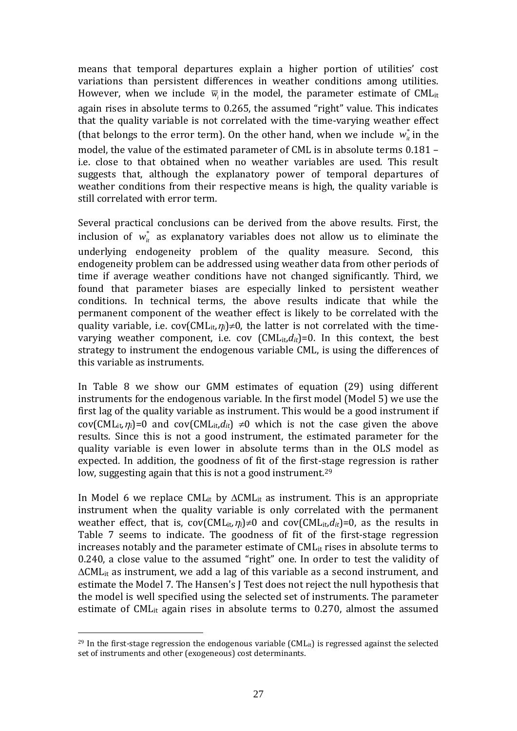means that temporal departures explain a higher portion of utilities' cost variations than persistent differences in weather conditions among utilities. However, when we include $\overline{w}_i$ in the model, the parameter estimate of $CML_{it}$ again rises in absolute terms to 0.265, the assumed "right" value. This indicates that the quality variable is not correlated with the time-varying weather effect (that belongs to the error term). On the other hand, when we include $w_{it}^*$ in the model, the value of the estimated parameter of CML is in absolute terms 0.181 – i.e. close to that obtained when no weather variables are used. This result suggests that, although the explanatory power of temporal departures of weather conditions from their respective means is high, the quality variable is still correlated with error term.

Several practical conclusions can be derived from the above results. First, the inclusion of $w_{it}^*$ as explanatory variables does not allow us to eliminate the underlying endogeneity problem of the quality measure. Second, this endogeneity problem can be addressed using weather data from other periods of time if average weather conditions have not changed significantly. Third, we found that parameter biases are especially linked to persistent weather conditions. In technical terms, the above results indicate that while the permanent component of the weather effect is likely to be correlated with the quality variable, i.e. $\text{cov}(CML_{it},\eta_i)\neq 0$, the latter is not correlated with the time-varying weather component, i.e. $\text{cov}(CML_{it},d_{it})=0$. In this context, the best strategy to instrument the endogenous variable CML, is using the differences of this variable as instruments.

In Table 8 we show our GMM estimates of equation (29) using different instruments for the endogenous variable. In the first model (Model 5) we use the first lag of the quality variable as instrument. This would be a good instrument if $\text{cov}(CML_{it},\eta_i)=0$ and $\text{cov}(CML_{it},d_{it})\neq 0$ which is not the case given the above results. Since this is not a good instrument, the estimated parameter for the quality variable is even lower in absolute terms than in the OLS model as expected. In addition, the goodness of fit of the first-stage regression is rather low, suggesting again that this is not a good instrument.[29]

In Model 6 we replace $CML_{it}$ by $\Delta CML_{it}$ as instrument. This is an appropriate instrument when the quality variable is only correlated with the permanent weather effect, that is, $\text{cov}(CML_{it},\eta_i)\neq 0$ and $\text{cov}(CML_{it},d_{it})=0$, as the results in Table 7 seems to indicate. The goodness of fit of the first-stage regression increases notably and the parameter estimate of $CML_{it}$ rises in absolute terms to 0.240, a close value to the assumed "right" one. In order to test the validity of $\Delta CML_{it}$ as instrument, we add a lag of this variable as a second instrument, and estimate the Model 7. The Hansen's J Test does not reject the null hypothesis that the model is well specified using the selected set of instruments. The parameter estimate of $CML_{it}$ again rises in absolute terms to 0.270, almost the assumed

[29] In the first-stage regression the endogenous variable ($CML_{it}$) is regressed against the selected set of instruments and other (exogeneous) cost determinants.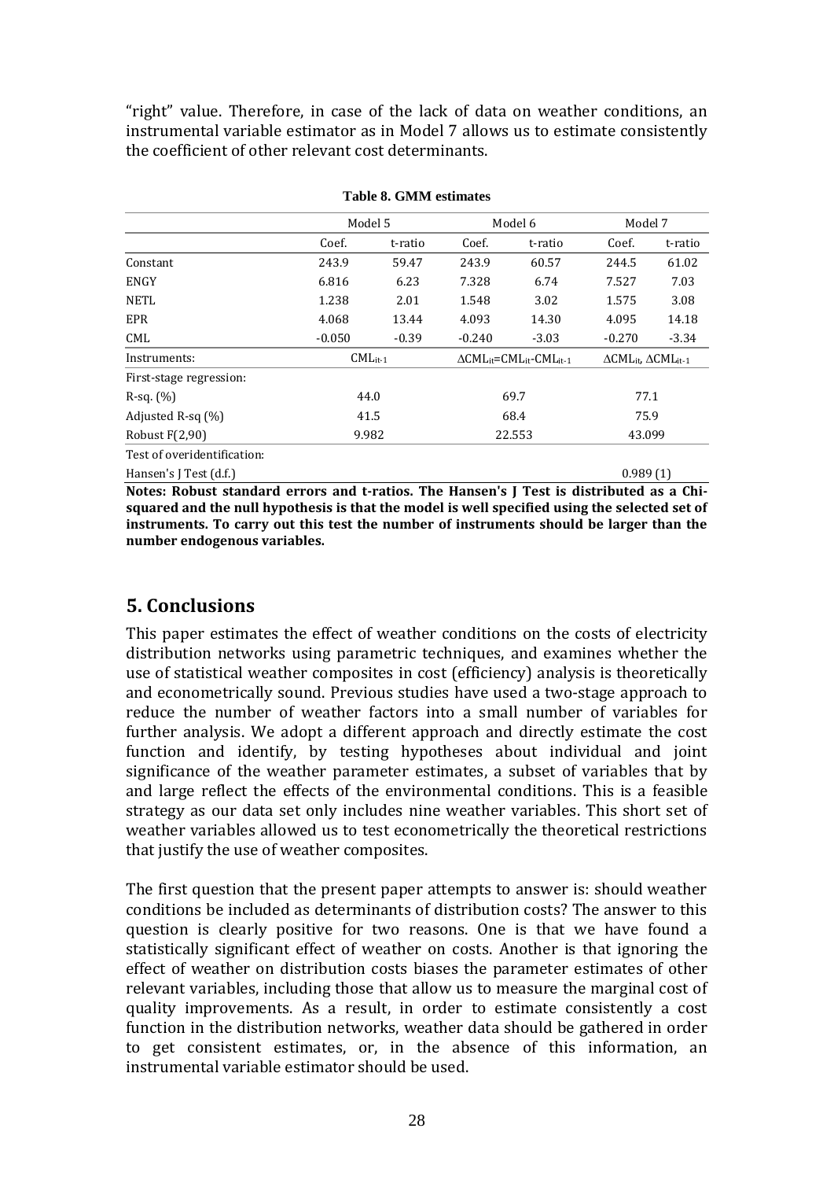"right" value. Therefore, in case of the lack of data on weather conditions, an instrumental variable estimator as in Model 7 allows us to estimate consistently the coefficient of other relevant cost determinants.

**Table 8. GMM estimates**

| | Model 5 | | Model 6 | | Model 7 | |
|---|---|---|---|---|---|---|
| | Coef. | t-ratio | Coef. | t-ratio | Coef. | t-ratio |
| Constant | 243.9 | 59.47 | 243.9 | 60.57 | 244.5 | 61.02 |
| ENGY | 6.816 | 6.23 | 7.328 | 6.74 | 7.527 | 7.03 |
| NETL | 1.238 | 2.01 | 1.548 | 3.02 | 1.575 | 3.08 |
| EPR | 4.068 | 13.44 | 4.093 | 14.30 | 4.095 | 14.18 |
| CML | -0.050 | -0.39 | -0.240 | -3.03 | -0.270 | -3.34 |
| Instruments: | $CML_{it-1}$ | | $\Delta CML_{it}=CML_{it}-CML_{it-1}$ | | $\Delta CML_{it}$, $\Delta CML_{it-1}$ | |
| First-stage regression: | | | | | | |
| R-sq. (%) | 44.0 | | 69.7 | | 77.1 | |
| Adjusted R-sq (%) | 41.5 | | 68.4 | | 75.9 | |
| Robust F(2,90) | 9.982 | | 22.553 | | 43.099 | |
| Test of overidentification: | | | | | | |
| Hansen's J Test (d.f.) | | | | | 0.989 (1) | |

**Notes: Robust standard errors and t-ratios. The Hansen's J Test is distributed as a Chi-squared and the null hypothesis is that the model is well specified using the selected set of instruments. To carry out this test the number of instruments should be larger than the number endogenous variables.**

## 5. Conclusions

This paper estimates the effect of weather conditions on the costs of electricity distribution networks using parametric techniques, and examines whether the use of statistical weather composites in cost (efficiency) analysis is theoretically and econometrically sound. Previous studies have used a two-stage approach to reduce the number of weather factors into a small number of variables for further analysis. We adopt a different approach and directly estimate the cost function and identify, by testing hypotheses about individual and joint significance of the weather parameter estimates, a subset of variables that by and large reflect the effects of the environmental conditions. This is a feasible strategy as our data set only includes nine weather variables. This short set of weather variables allowed us to test econometrically the theoretical restrictions that justify the use of weather composites.

The first question that the present paper attempts to answer is: should weather conditions be included as determinants of distribution costs? The answer to this question is clearly positive for two reasons. One is that we have found a statistically significant effect of weather on costs. Another is that ignoring the effect of weather on distribution costs biases the parameter estimates of other relevant variables, including those that allow us to measure the marginal cost of quality improvements. As a result, in order to estimate consistently a cost function in the distribution networks, weather data should be gathered in order to get consistent estimates, or, in the absence of this information, an instrumental variable estimator should be used.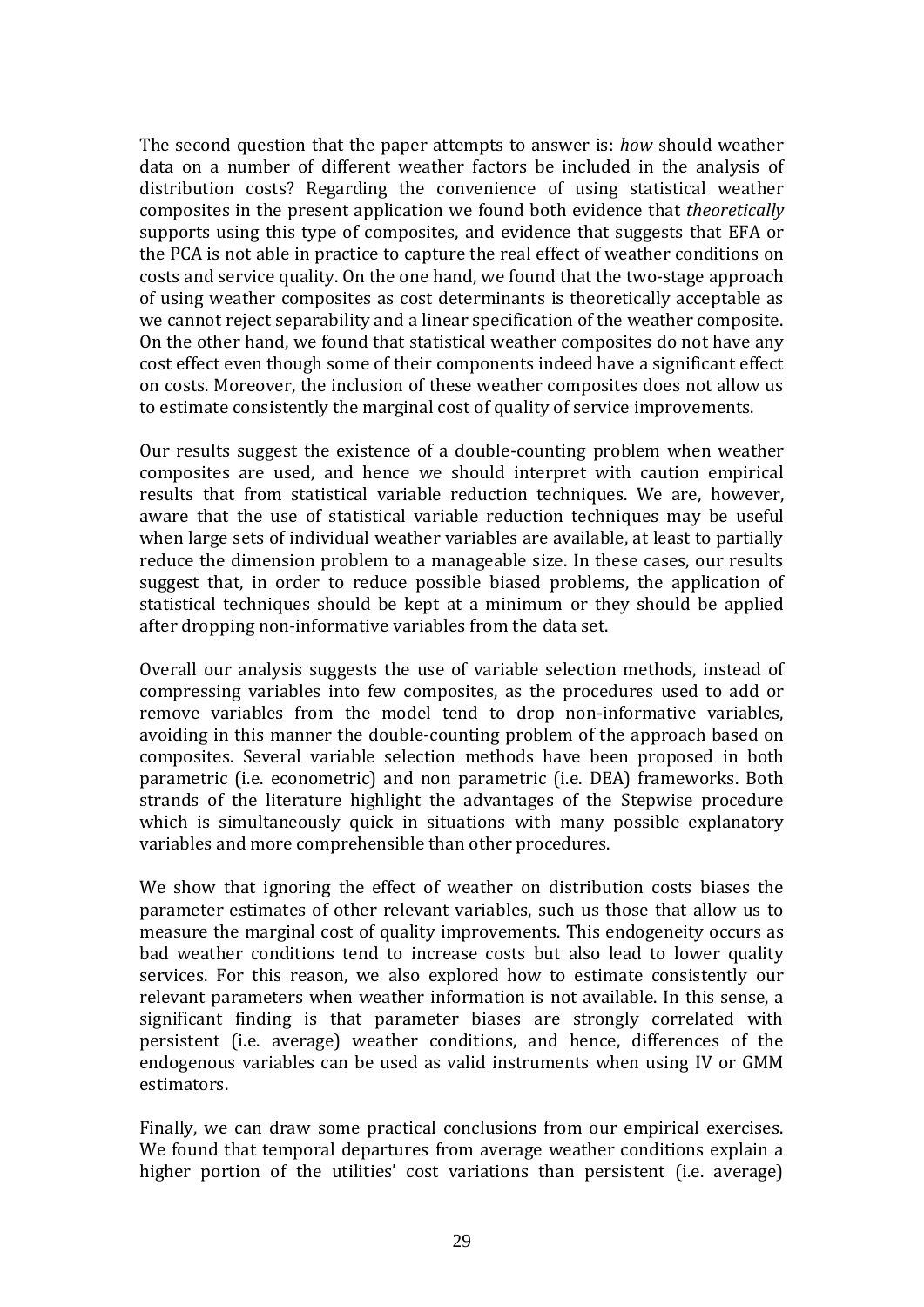The second question that the paper attempts to answer is: *how* should weather data on a number of different weather factors be included in the analysis of distribution costs? Regarding the convenience of using statistical weather composites in the present application we found both evidence that *theoretically* supports using this type of composites, and evidence that suggests that EFA or the PCA is not able in practice to capture the real effect of weather conditions on costs and service quality. On the one hand, we found that the two-stage approach of using weather composites as cost determinants is theoretically acceptable as we cannot reject separability and a linear specification of the weather composite. On the other hand, we found that statistical weather composites do not have any cost effect even though some of their components indeed have a significant effect on costs. Moreover, the inclusion of these weather composites does not allow us to estimate consistently the marginal cost of quality of service improvements.

Our results suggest the existence of a double-counting problem when weather composites are used, and hence we should interpret with caution empirical results that from statistical variable reduction techniques. We are, however, aware that the use of statistical variable reduction techniques may be useful when large sets of individual weather variables are available, at least to partially reduce the dimension problem to a manageable size. In these cases, our results suggest that, in order to reduce possible biased problems, the application of statistical techniques should be kept at a minimum or they should be applied after dropping non-informative variables from the data set.

Overall our analysis suggests the use of variable selection methods, instead of compressing variables into few composites, as the procedures used to add or remove variables from the model tend to drop non-informative variables, avoiding in this manner the double-counting problem of the approach based on composites. Several variable selection methods have been proposed in both parametric (i.e. econometric) and non parametric (i.e. DEA) frameworks. Both strands of the literature highlight the advantages of the Stepwise procedure which is simultaneously quick in situations with many possible explanatory variables and more comprehensible than other procedures.

We show that ignoring the effect of weather on distribution costs biases the parameter estimates of other relevant variables, such us those that allow us to measure the marginal cost of quality improvements. This endogeneity occurs as bad weather conditions tend to increase costs but also lead to lower quality services. For this reason, we also explored how to estimate consistently our relevant parameters when weather information is not available. In this sense, a significant finding is that parameter biases are strongly correlated with persistent (i.e. average) weather conditions, and hence, differences of the endogenous variables can be used as valid instruments when using IV or GMM estimators.

Finally, we can draw some practical conclusions from our empirical exercises. We found that temporal departures from average weather conditions explain a higher portion of the utilities' cost variations than persistent (i.e. average)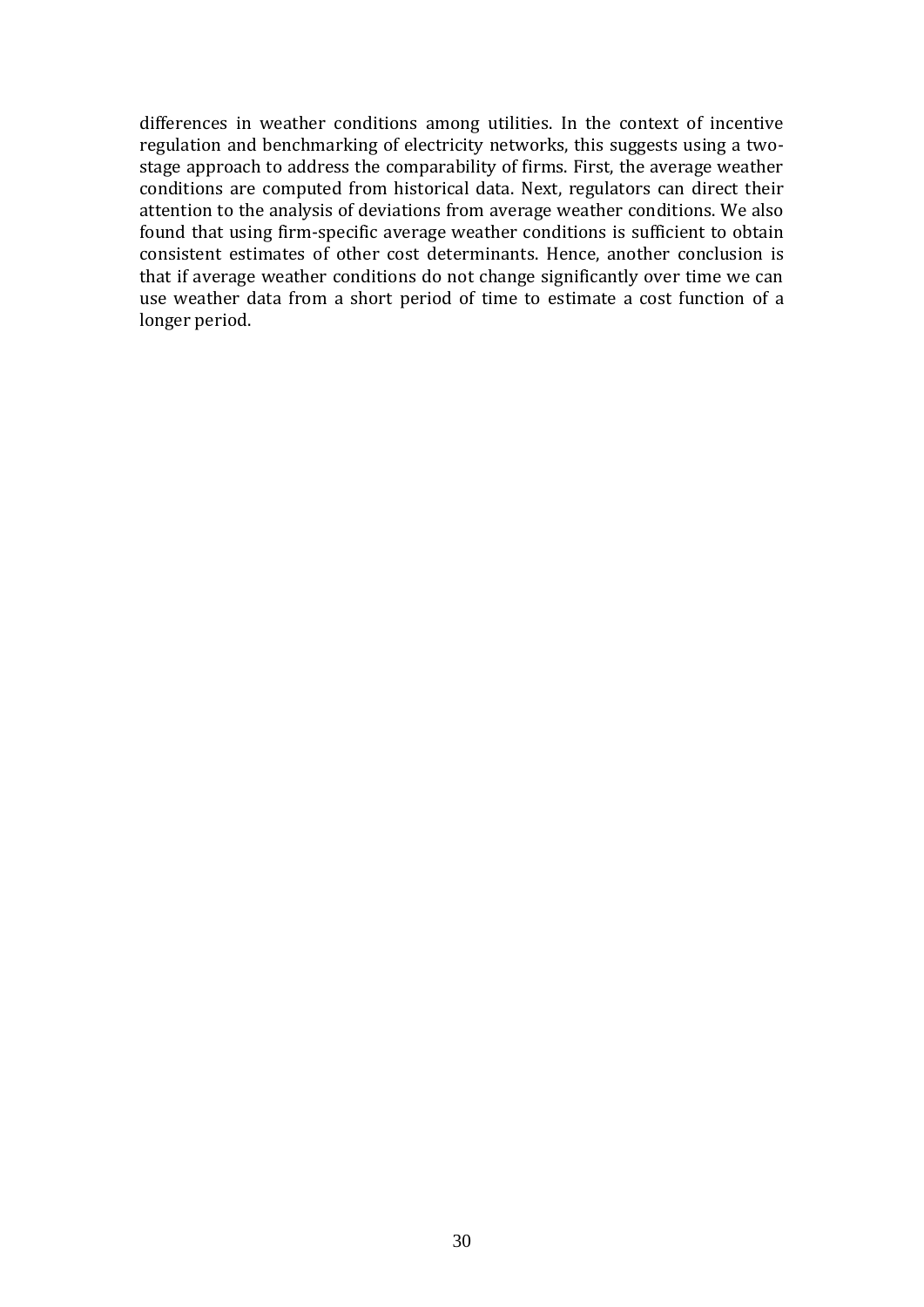differences in weather conditions among utilities. In the context of incentive regulation and benchmarking of electricity networks, this suggests using a two-stage approach to address the comparability of firms. First, the average weather conditions are computed from historical data. Next, regulators can direct their attention to the analysis of deviations from average weather conditions. We also found that using firm-specific average weather conditions is sufficient to obtain consistent estimates of other cost determinants. Hence, another conclusion is that if average weather conditions do not change significantly over time we can use weather data from a short period of time to estimate a cost function of a longer period.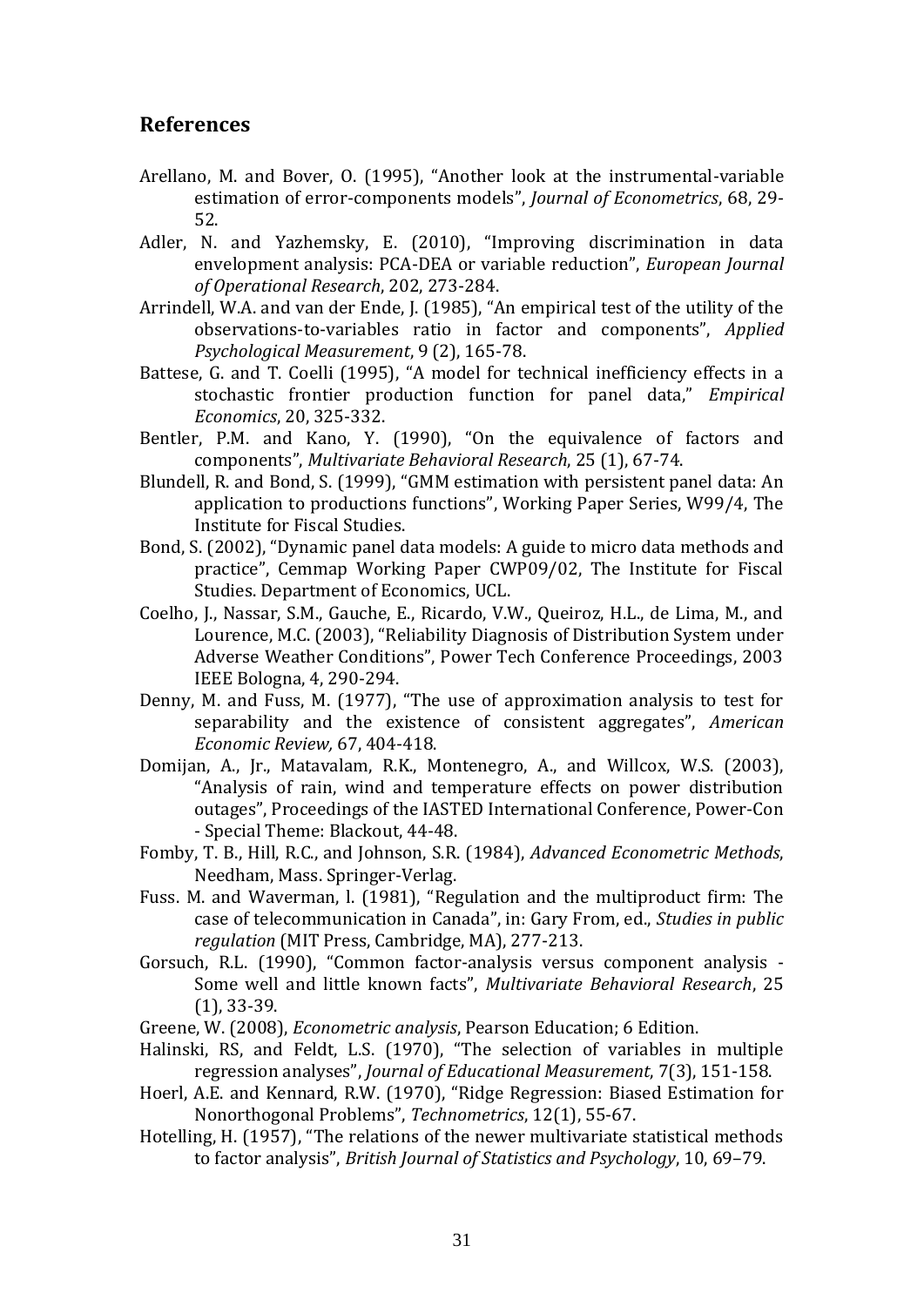## References

Arellano, M. and Bover, O. (1995), "Another look at the instrumental-variable estimation of error-components models", *Journal of Econometrics*, 68, 29-52.

Adler, N. and Yazhemsky, E. (2010), "Improving discrimination in data envelopment analysis: PCA-DEA or variable reduction", *European Journal of Operational Research*, 202, 273-284.

Arrindell, W.A. and van der Ende, J. (1985), "An empirical test of the utility of the observations-to-variables ratio in factor and components", *Applied Psychological Measurement*, 9 (2), 165-78.

Battese, G. and T. Coelli (1995), "A model for technical inefficiency effects in a stochastic frontier production function for panel data," *Empirical Economics*, 20, 325-332.

Bentler, P.M. and Kano, Y. (1990), "On the equivalence of factors and components", *Multivariate Behavioral Research*, 25 (1), 67-74.

Blundell, R. and Bond, S. (1999), "GMM estimation with persistent panel data: An application to productions functions", Working Paper Series, W99/4, The Institute for Fiscal Studies.

Bond, S. (2002), "Dynamic panel data models: A guide to micro data methods and practice", Cemmap Working Paper CWP09/02, The Institute for Fiscal Studies. Department of Economics, UCL.

Coelho, J., Nassar, S.M., Gauche, E., Ricardo, V.W., Queiroz, H.L., de Lima, M., and Lourence, M.C. (2003), "Reliability Diagnosis of Distribution System under Adverse Weather Conditions", Power Tech Conference Proceedings, 2003 IEEE Bologna, 4, 290-294.

Denny, M. and Fuss, M. (1977), "The use of approximation analysis to test for separability and the existence of consistent aggregates", *American Economic Review,* 67, 404-418.

Domijan, A., Jr., Matavalam, R.K., Montenegro, A., and Willcox, W.S. (2003), "Analysis of rain, wind and temperature effects on power distribution outages", Proceedings of the IASTED International Conference, Power-Con - Special Theme: Blackout, 44-48.

Fomby, T. B., Hill, R.C., and Johnson, S.R. (1984), *Advanced Econometric Methods*, Needham, Mass. Springer-Verlag.

Fuss. M. and Waverman, l. (1981), "Regulation and the multiproduct firm: The case of telecommunication in Canada", in: Gary From, ed., *Studies in public regulation* (MIT Press, Cambridge, MA), 277-213.

Gorsuch, R.L. (1990), "Common factor-analysis versus component analysis - Some well and little known facts", *Multivariate Behavioral Research*, 25 (1), 33-39.

Greene, W. (2008), *Econometric analysis*, Pearson Education; 6 Edition.

Halinski, RS, and Feldt, L.S. (1970), "The selection of variables in multiple regression analyses", *Journal of Educational Measurement*, 7(3), 151-158.

Hoerl, A.E. and Kennard, R.W. (1970), "Ridge Regression: Biased Estimation for Nonorthogonal Problems", *Technometrics*, 12(1), 55-67.

Hotelling, H. (1957), "The relations of the newer multivariate statistical methods to factor analysis", *British Journal of Statistics and Psychology*, 10, 69–79.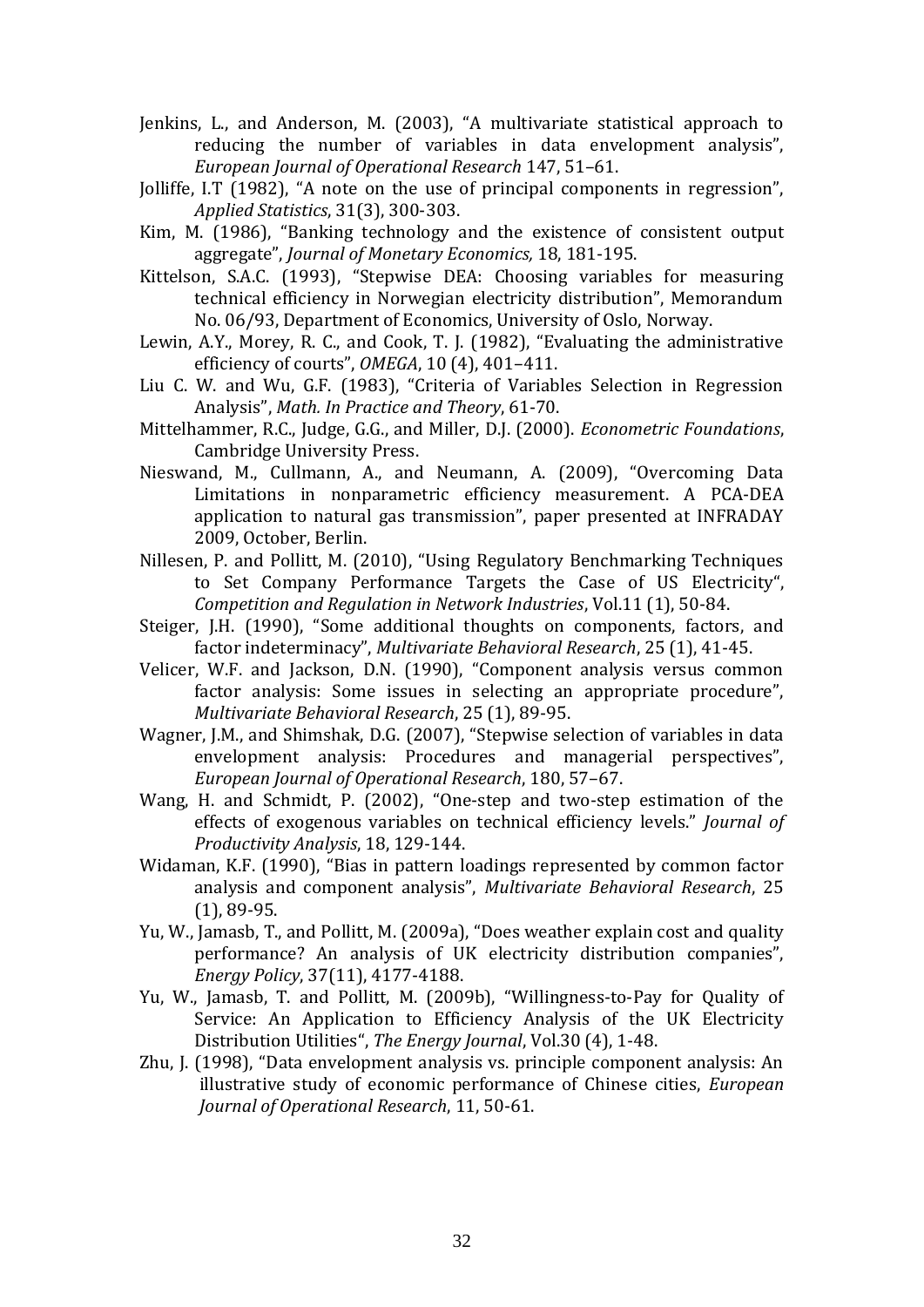Jenkins, L., and Anderson, M. (2003), "A multivariate statistical approach to reducing the number of variables in data envelopment analysis", *European Journal of Operational Research* 147, 51–61.

Jolliffe, I.T (1982), "A note on the use of principal components in regression", *Applied Statistics*, 31(3), 300-303.

Kim, M. (1986), "Banking technology and the existence of consistent output aggregate", *Journal of Monetary Economics,* 18, 181-195.

Kittelson, S.A.C. (1993), "Stepwise DEA: Choosing variables for measuring technical efficiency in Norwegian electricity distribution", Memorandum No. 06/93, Department of Economics, University of Oslo, Norway.

Lewin, A.Y., Morey, R. C., and Cook, T. J. (1982), "Evaluating the administrative efficiency of courts", *OMEGA*, 10 (4), 401–411.

Liu C. W. and Wu, G.F. (1983), "Criteria of Variables Selection in Regression Analysis", *Math. In Practice and Theory*, 61-70.

Mittelhammer, R.C., Judge, G.G., and Miller, D.J. (2000). *Econometric Foundations*, Cambridge University Press.

Nieswand, M., Cullmann, A., and Neumann, A. (2009), "Overcoming Data Limitations in nonparametric efficiency measurement. A PCA-DEA application to natural gas transmission", paper presented at INFRADAY 2009, October, Berlin.

Nillesen, P. and Pollitt, M. (2010), "Using Regulatory Benchmarking Techniques to Set Company Performance Targets the Case of US Electricity", *Competition and Regulation in Network Industries*, Vol.11 (1), 50-84.

Steiger, J.H. (1990), "Some additional thoughts on components, factors, and factor indeterminacy", *Multivariate Behavioral Research*, 25 (1), 41-45.

Velicer, W.F. and Jackson, D.N. (1990), "Component analysis versus common factor analysis: Some issues in selecting an appropriate procedure", *Multivariate Behavioral Research*, 25 (1), 89-95.

Wagner, J.M., and Shimshak, D.G. (2007), "Stepwise selection of variables in data envelopment analysis: Procedures and managerial perspectives", *European Journal of Operational Research*, 180, 57–67.

Wang, H. and Schmidt, P. (2002), "One-step and two-step estimation of the effects of exogenous variables on technical efficiency levels." *Journal of Productivity Analysis*, 18, 129-144.

Widaman, K.F. (1990), "Bias in pattern loadings represented by common factor analysis and component analysis", *Multivariate Behavioral Research*, 25 (1), 89-95.

Yu, W., Jamasb, T., and Pollitt, M. (2009a), "Does weather explain cost and quality performance? An analysis of UK electricity distribution companies", *Energy Policy*, 37(11), 4177-4188.

Yu, W., Jamasb, T. and Pollitt, M. (2009b), "Willingness-to-Pay for Quality of Service: An Application to Efficiency Analysis of the UK Electricity Distribution Utilities", *The Energy Journal*, Vol.30 (4), 1-48.

Zhu, J. (1998), "Data envelopment analysis vs. principle component analysis: An illustrative study of economic performance of Chinese cities, *European Journal of Operational Research*, 11, 50-61.